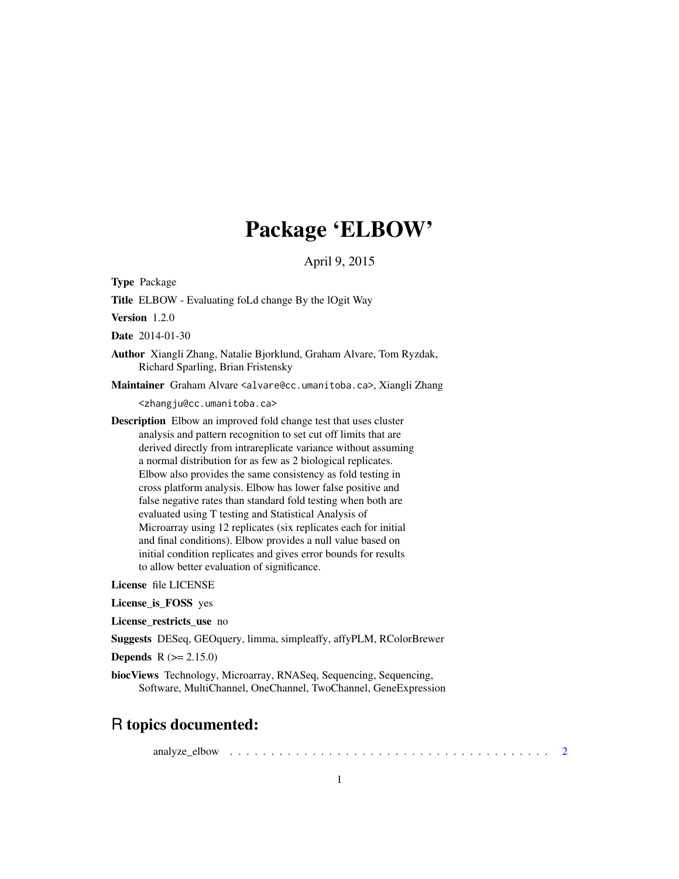# Package 'ELBOW'

April 9, 2015

**Type** Package

**Title** ELBOW - Evaluating foLd change By the lOgit Way

**Version** 1.2.0

**Date** 2014-01-30

**Author** Xiangli Zhang, Natalie Bjorklund, Graham Alvare, Tom Ryzdak, Richard Sparling, Brian Fristensky

**Maintainer** Graham Alvare <alvare@cc.umanitoba.ca>, Xiangli Zhang <zhangju@cc.umanitoba.ca>

**Description** Elbow an improved fold change test that uses cluster analysis and pattern recognition to set cut off limits that are derived directly from intrareplicate variance without assuming a normal distribution for as few as 2 biological replicates. Elbow also provides the same consistency as fold testing in cross platform analysis. Elbow has lower false positive and false negative rates than standard fold testing when both are evaluated using T testing and Statistical Analysis of Microarray using 12 replicates (six replicates each for initial and final conditions). Elbow provides a null value based on initial condition replicates and gives error bounds for results to allow better evaluation of significance.

**License** file LICENSE

**License_is_FOSS** yes

**License_restricts_use** no

**Suggests** DESeq, GEOquery, limma, simpleaffy, affyPLM, RColorBrewer

**Depends** R (>= 2.15.0)

**biocViews** Technology, Microarray, RNASeq, Sequencing, Sequencing, Software, MultiChannel, OneChannel, TwoChannel, GeneExpression

## R topics documented:

analyze_elbow . . . . . . . . . . . . . . . . . . . . . . . . . . . . . . . . . . . . . . . . 2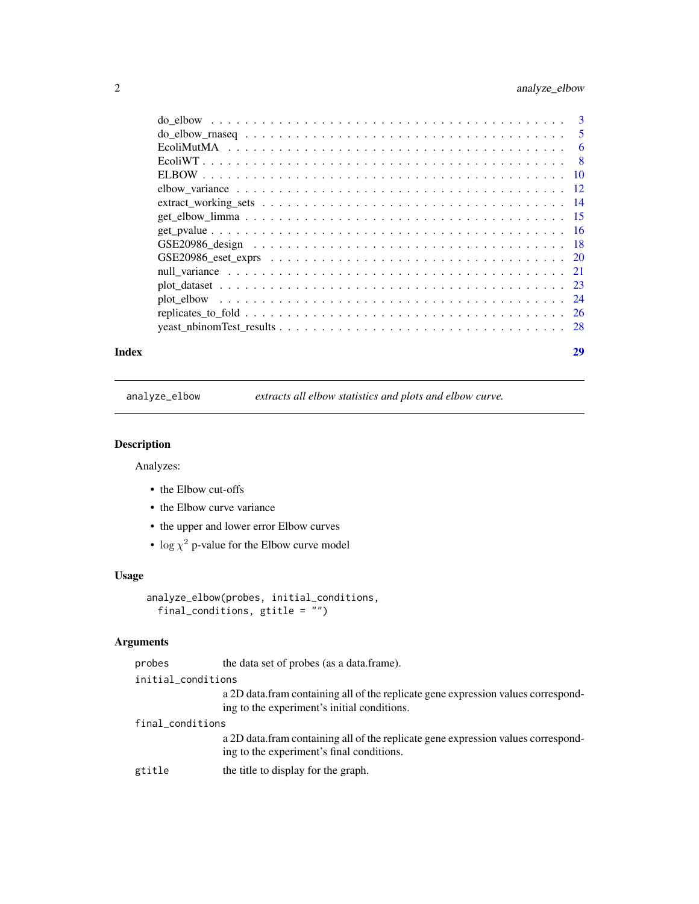| | |
|---|---|
| do_elbow | 3 |
| do_elbow_rnaseq | 5 |
| EcoliMutMA | 6 |
| EcoliWT | 8 |
| ELBOW | 10 |
| elbow_variance | 12 |
| extract_working_sets | 14 |
| get_elbow_limma | 15 |
| get_pvalue | 16 |
| GSE20986_design | 18 |
| GSE20986_eset_exprs | 20 |
| null_variance | 21 |
| plot_dataset | 23 |
| plot_elbow | 24 |
| replicates_to_fold | 26 |
| yeast_nbinomTest_results | 28 |

**Index** **29**

---

`analyze_elbow` *extracts all elbow statistics and plots and elbow curve.*

---

## Description

Analyzes:

- the Elbow cut-offs
- the Elbow curve variance
- the upper and lower error Elbow curves
- $\log \chi^2$ p-value for the Elbow curve model

## Usage

```
analyze_elbow(probes, initial_conditions,
  final_conditions, gtitle = "")
```

## Arguments

| | |
|---|---|
| `probes` | the data set of probes (as a data.frame). |
| `initial_conditions` | a 2D data.fram containing all of the replicate gene expression values corresponding to the experiment's initial conditions. |
| `final_conditions` | a 2D data.fram containing all of the replicate gene expression values corresponding to the experiment's final conditions. |
| `gtitle` | the title to display for the graph. |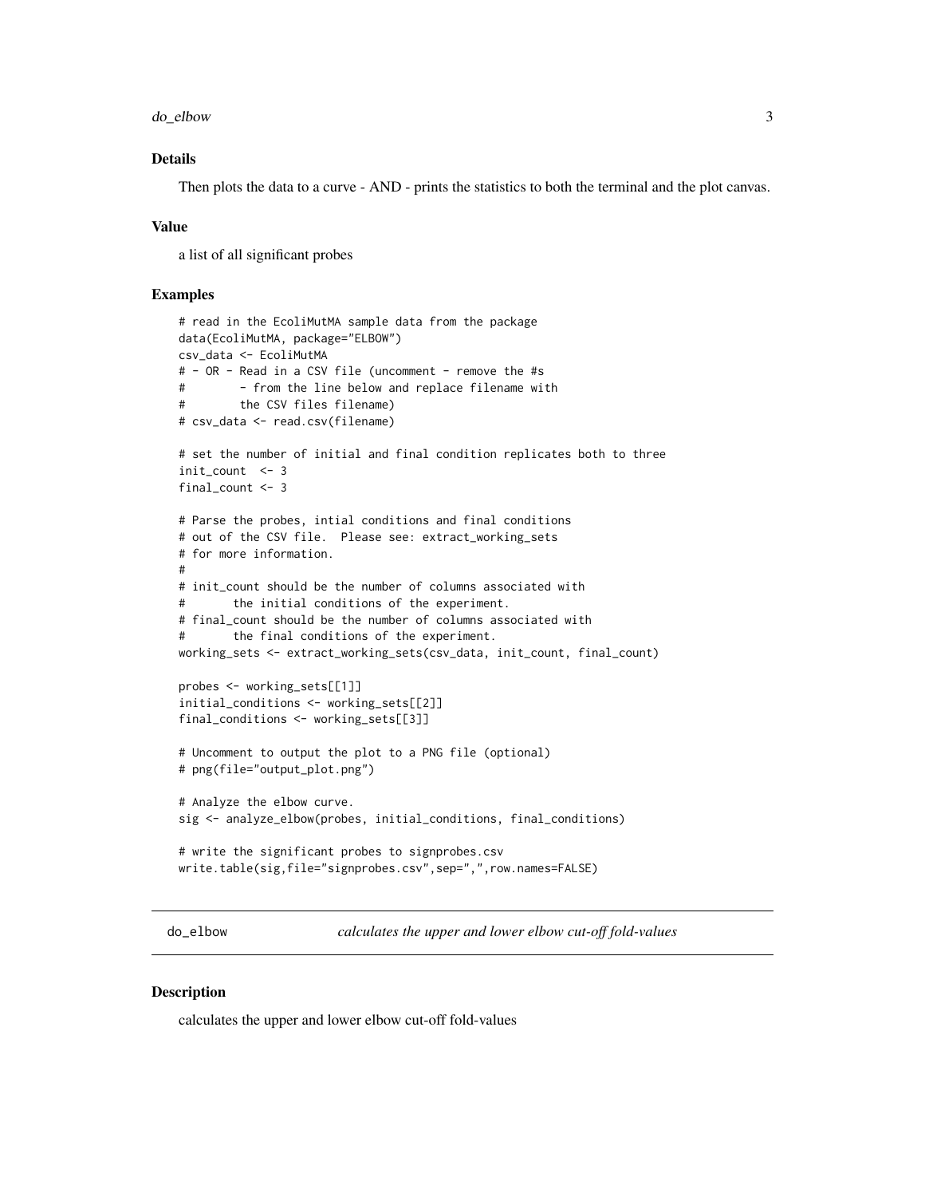### Details

Then plots the data to a curve - AND - prints the statistics to both the terminal and the plot canvas.

### Value

a list of all significant probes

### Examples

```
# read in the EcoliMutMA sample data from the package
data(EcoliMutMA, package="ELBOW")
csv_data <- EcoliMutMA
# - OR - Read in a CSV file (uncomment - remove the #s
#        - from the line below and replace filename with
#        the CSV files filename)
# csv_data <- read.csv(filename)

# set the number of initial and final condition replicates both to three
init_count  <- 3
final_count <- 3

# Parse the probes, intial conditions and final conditions
# out of the CSV file.  Please see: extract_working_sets
# for more information.
#
# init_count should be the number of columns associated with
#       the initial conditions of the experiment.
# final_count should be the number of columns associated with
#       the final conditions of the experiment.
working_sets <- extract_working_sets(csv_data, init_count, final_count)

probes <- working_sets[[1]]
initial_conditions <- working_sets[[2]]
final_conditions <- working_sets[[3]]

# Uncomment to output the plot to a PNG file (optional)
# png(file="output_plot.png")

# Analyze the elbow curve.
sig <- analyze_elbow(probes, initial_conditions, final_conditions)

# write the significant probes to signprobes.csv
write.table(sig,file="signprobes.csv",sep=",",row.names=FALSE)
```

---

## do_elbow — *calculates the upper and lower elbow cut-off fold-values*

### Description

calculates the upper and lower elbow cut-off fold-values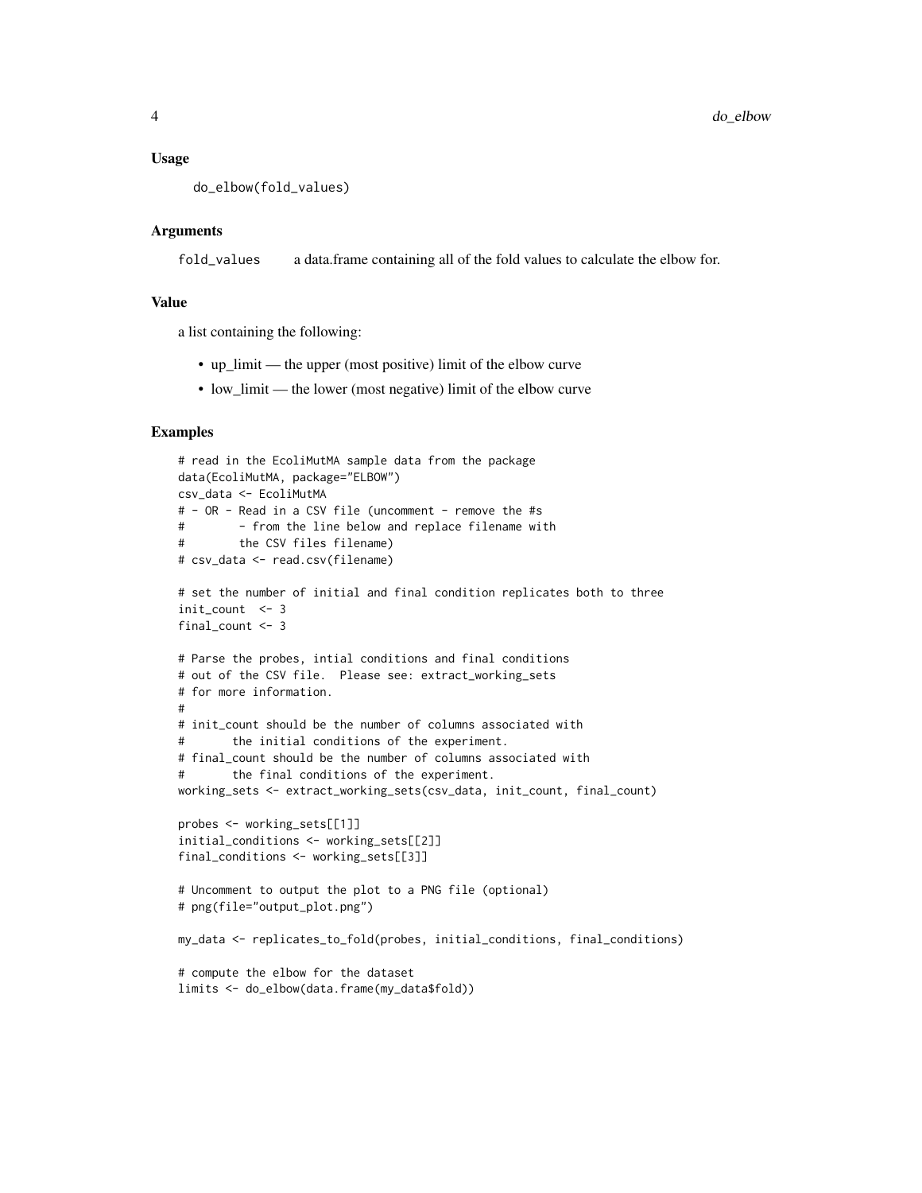### Usage

```
do_elbow(fold_values)
```

### Arguments

| | |
|---|---|
| fold_values | a data.frame containing all of the fold values to calculate the elbow for. |

### Value

a list containing the following:

- up_limit — the upper (most positive) limit of the elbow curve
- low_limit — the lower (most negative) limit of the elbow curve

### Examples

```
# read in the EcoliMutMA sample data from the package
data(EcoliMutMA, package="ELBOW")
csv_data <- EcoliMutMA
# - OR - Read in a CSV file (uncomment - remove the #s
#        - from the line below and replace filename with
#        the CSV files filename)
# csv_data <- read.csv(filename)

# set the number of initial and final condition replicates both to three
init_count  <- 3
final_count <- 3

# Parse the probes, intial conditions and final conditions
# out of the CSV file.  Please see: extract_working_sets
# for more information.
#
# init_count should be the number of columns associated with
#       the initial conditions of the experiment.
# final_count should be the number of columns associated with
#       the final conditions of the experiment.
working_sets <- extract_working_sets(csv_data, init_count, final_count)

probes <- working_sets[[1]]
initial_conditions <- working_sets[[2]]
final_conditions <- working_sets[[3]]

# Uncomment to output the plot to a PNG file (optional)
# png(file="output_plot.png")

my_data <- replicates_to_fold(probes, initial_conditions, final_conditions)

# compute the elbow for the dataset
limits <- do_elbow(data.frame(my_data$fold))
```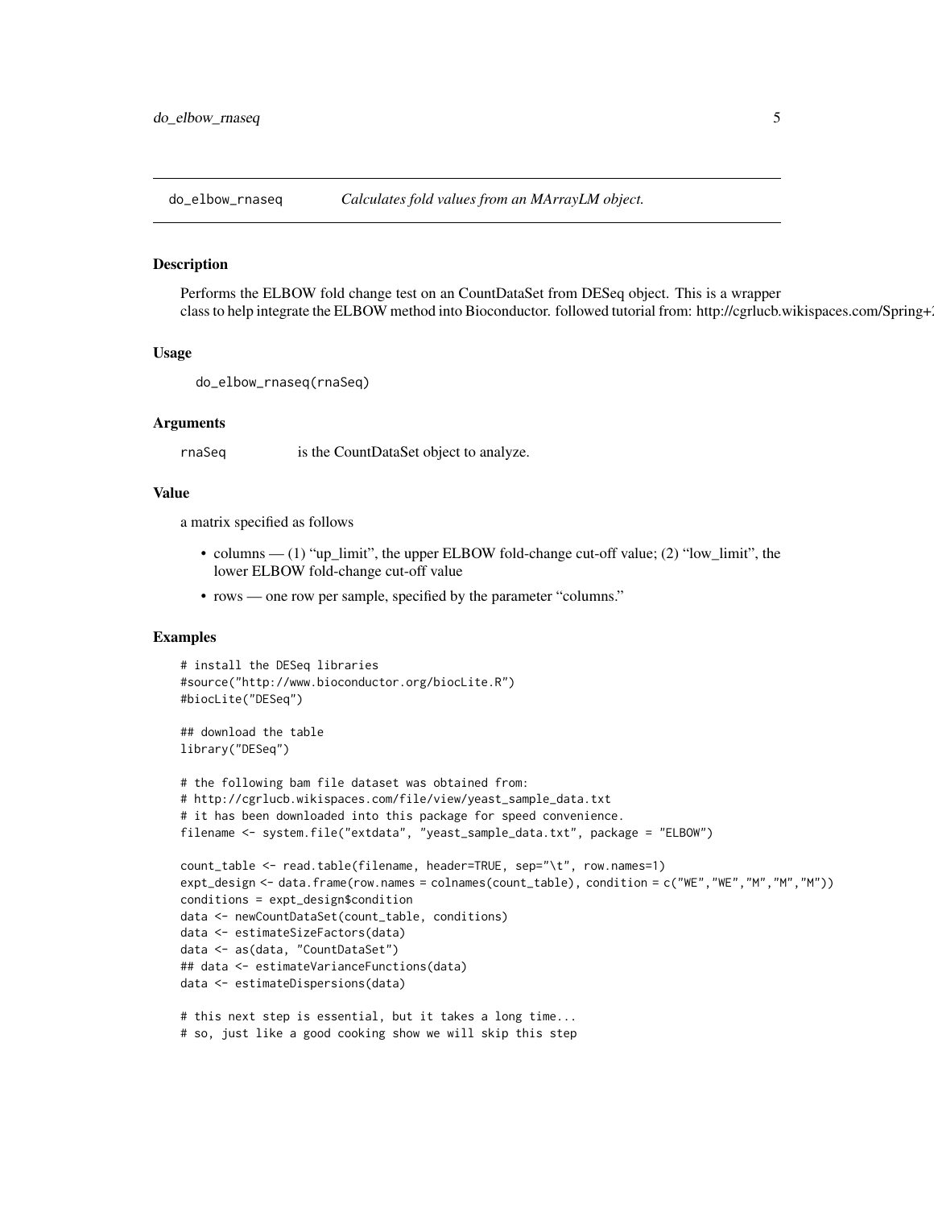do_elbow_rnaseq — *Calculates fold values from an MArrayLM object.*

### Description

Performs the ELBOW fold change test on an CountDataSet from DESeq object. This is a wrapper class to help integrate the ELBOW method into Bioconductor. followed tutorial from: http://cgrlucb.wikispaces.com/Spring+2

### Usage

```
do_elbow_rnaseq(rnaSeq)
```

### Arguments

| | |
|---|---|
| rnaSeq | is the CountDataSet object to analyze. |

### Value

a matrix specified as follows

- columns — (1) “up_limit”, the upper ELBOW fold-change cut-off value; (2) “low_limit”, the lower ELBOW fold-change cut-off value
- rows — one row per sample, specified by the parameter “columns.”

### Examples

```
# install the DESeq libraries
#source("http://www.bioconductor.org/biocLite.R")
#biocLite("DESeq")

## download the table
library("DESeq")

# the following bam file dataset was obtained from:
# http://cgrlucb.wikispaces.com/file/view/yeast_sample_data.txt
# it has been downloaded into this package for speed convenience.
filename <- system.file("extdata", "yeast_sample_data.txt", package = "ELBOW")

count_table <- read.table(filename, header=TRUE, sep="\t", row.names=1)
expt_design <- data.frame(row.names = colnames(count_table), condition = c("WE","WE","M","M","M"))
conditions = expt_design$condition
data <- newCountDataSet(count_table, conditions)
data <- estimateSizeFactors(data)
data <- as(data, "CountDataSet")
## data <- estimateVarianceFunctions(data)
data <- estimateDispersions(data)

# this next step is essential, but it takes a long time...
# so, just like a good cooking show we will skip this step
```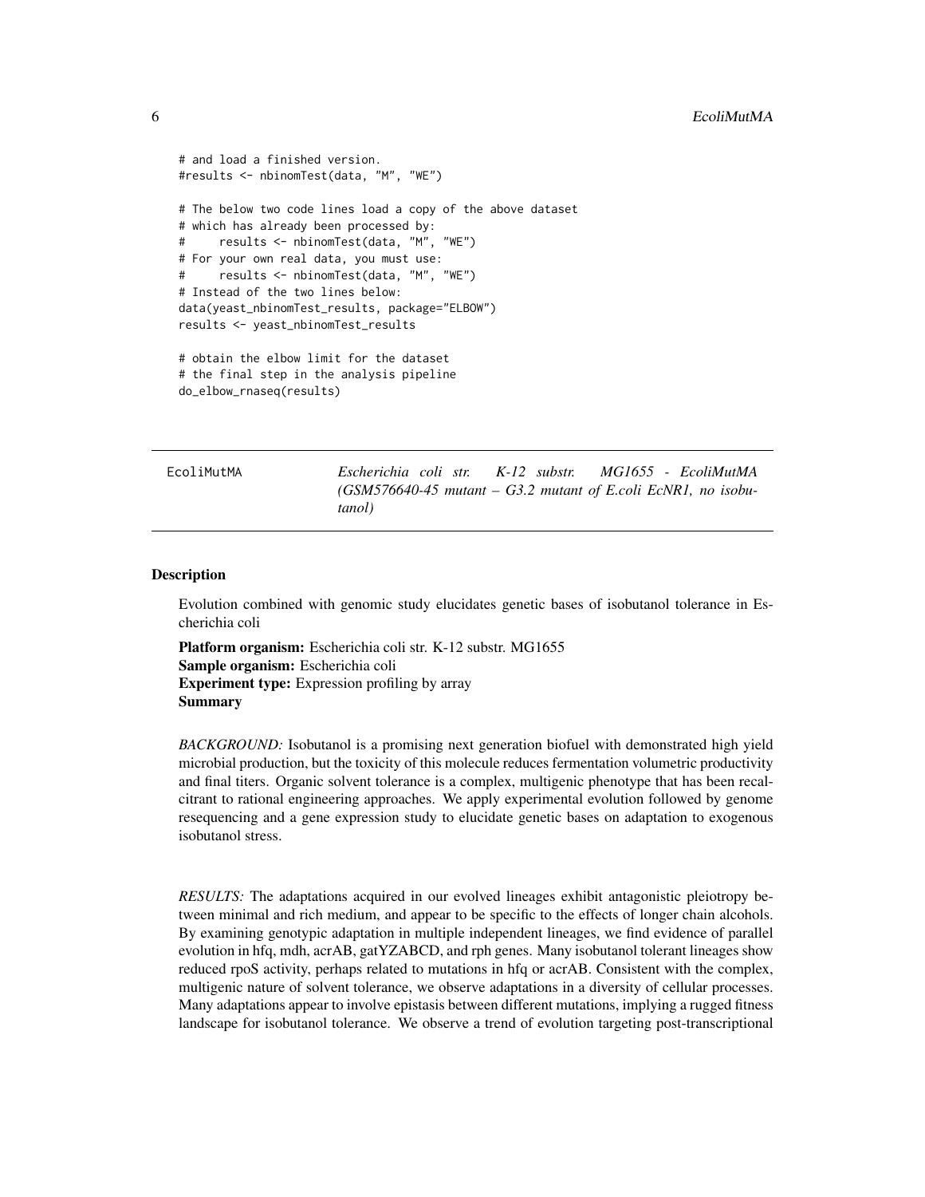```
# and load a finished version.
#results <- nbinomTest(data, "M", "WE")

# The below two code lines load a copy of the above dataset
# which has already been processed by:
#     results <- nbinomTest(data, "M", "WE")
# For your own real data, you must use:
#     results <- nbinomTest(data, "M", "WE")
# Instead of the two lines below:
data(yeast_nbinomTest_results, package="ELBOW")
results <- yeast_nbinomTest_results

# obtain the elbow limit for the dataset
# the final step in the analysis pipeline
do_elbow_rnaseq(results)
```

---

## EcoliMutMA — *Escherichia coli str. K-12 substr. MG1655 - EcoliMutMA (GSM576640-45 mutant – G3.2 mutant of E.coli EcNR1, no isobutanol)*

---

### Description

Evolution combined with genomic study elucidates genetic bases of isobutanol tolerance in Escherichia coli

**Platform organism:** Escherichia coli str. K-12 substr. MG1655
**Sample organism:** Escherichia coli
**Experiment type:** Expression profiling by array
**Summary**

*BACKGROUND:* Isobutanol is a promising next generation biofuel with demonstrated high yield microbial production, but the toxicity of this molecule reduces fermentation volumetric productivity and final titers. Organic solvent tolerance is a complex, multigenic phenotype that has been recalcitrant to rational engineering approaches. We apply experimental evolution followed by genome resequencing and a gene expression study to elucidate genetic bases on adaptation to exogenous isobutanol stress.

*RESULTS:* The adaptations acquired in our evolved lineages exhibit antagonistic pleiotropy between minimal and rich medium, and appear to be specific to the effects of longer chain alcohols. By examining genotypic adaptation in multiple independent lineages, we find evidence of parallel evolution in hfq, mdh, acrAB, gatYZABCD, and rph genes. Many isobutanol tolerant lineages show reduced rpoS activity, perhaps related to mutations in hfq or acrAB. Consistent with the complex, multigenic nature of solvent tolerance, we observe adaptations in a diversity of cellular processes. Many adaptations appear to involve epistasis between different mutations, implying a rugged fitness landscape for isobutanol tolerance. We observe a trend of evolution targeting post-transcriptional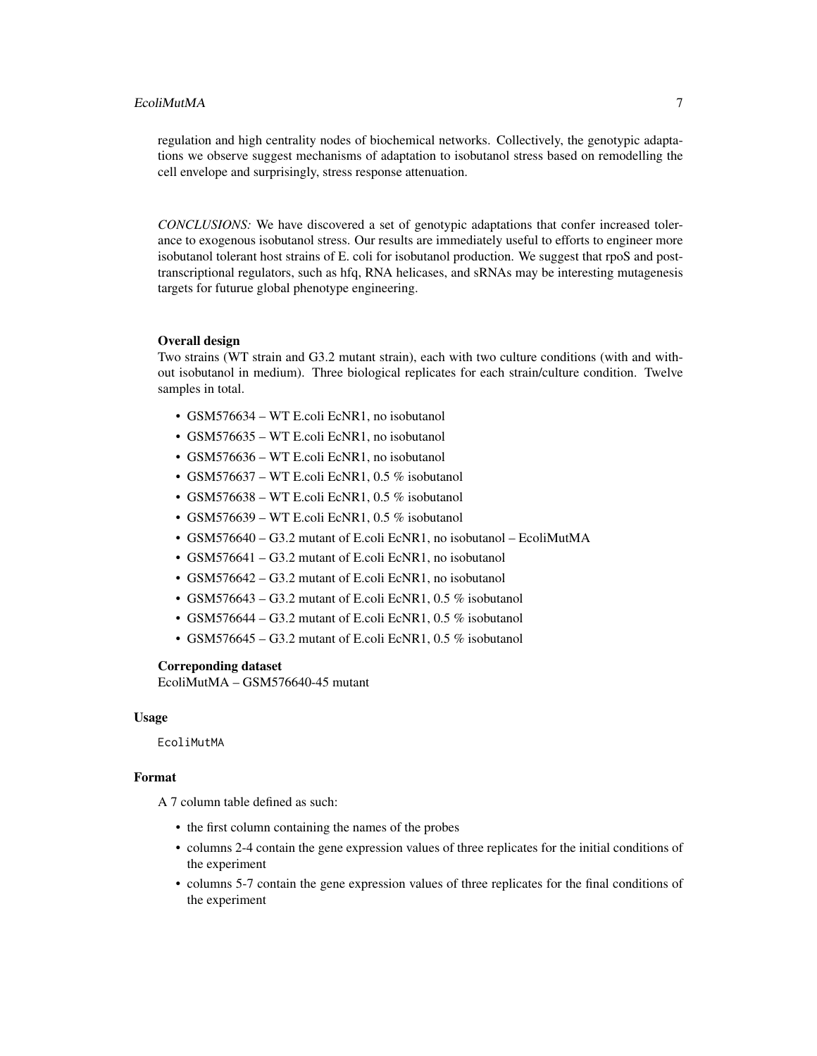regulation and high centrality nodes of biochemical networks. Collectively, the genotypic adaptations we observe suggest mechanisms of adaptation to isobutanol stress based on remodelling the cell envelope and surprisingly, stress response attenuation.

*CONCLUSIONS:* We have discovered a set of genotypic adaptations that confer increased tolerance to exogenous isobutanol stress. Our results are immediately useful to efforts to engineer more isobutanol tolerant host strains of E. coli for isobutanol production. We suggest that rpoS and post-transcriptional regulators, such as hfq, RNA helicases, and sRNAs may be interesting mutagenesis targets for futurue global phenotype engineering.

### Overall design

Two strains (WT strain and G3.2 mutant strain), each with two culture conditions (with and without isobutanol in medium). Three biological replicates for each strain/culture condition. Twelve samples in total.

- GSM576634 – WT E.coli EcNR1, no isobutanol
- GSM576635 – WT E.coli EcNR1, no isobutanol
- GSM576636 – WT E.coli EcNR1, no isobutanol
- GSM576637 – WT E.coli EcNR1, 0.5 % isobutanol
- GSM576638 – WT E.coli EcNR1, 0.5 % isobutanol
- GSM576639 – WT E.coli EcNR1, 0.5 % isobutanol
- GSM576640 – G3.2 mutant of E.coli EcNR1, no isobutanol – EcoliMutMA
- GSM576641 – G3.2 mutant of E.coli EcNR1, no isobutanol
- GSM576642 – G3.2 mutant of E.coli EcNR1, no isobutanol
- GSM576643 – G3.2 mutant of E.coli EcNR1, 0.5 % isobutanol
- GSM576644 – G3.2 mutant of E.coli EcNR1, 0.5 % isobutanol
- GSM576645 – G3.2 mutant of E.coli EcNR1, 0.5 % isobutanol

### Correponding dataset

EcoliMutMA – GSM576640-45 mutant

## Usage

```
EcoliMutMA
```

## Format

A 7 column table defined as such:

- the first column containing the names of the probes
- columns 2-4 contain the gene expression values of three replicates for the initial conditions of the experiment
- columns 5-7 contain the gene expression values of three replicates for the final conditions of the experiment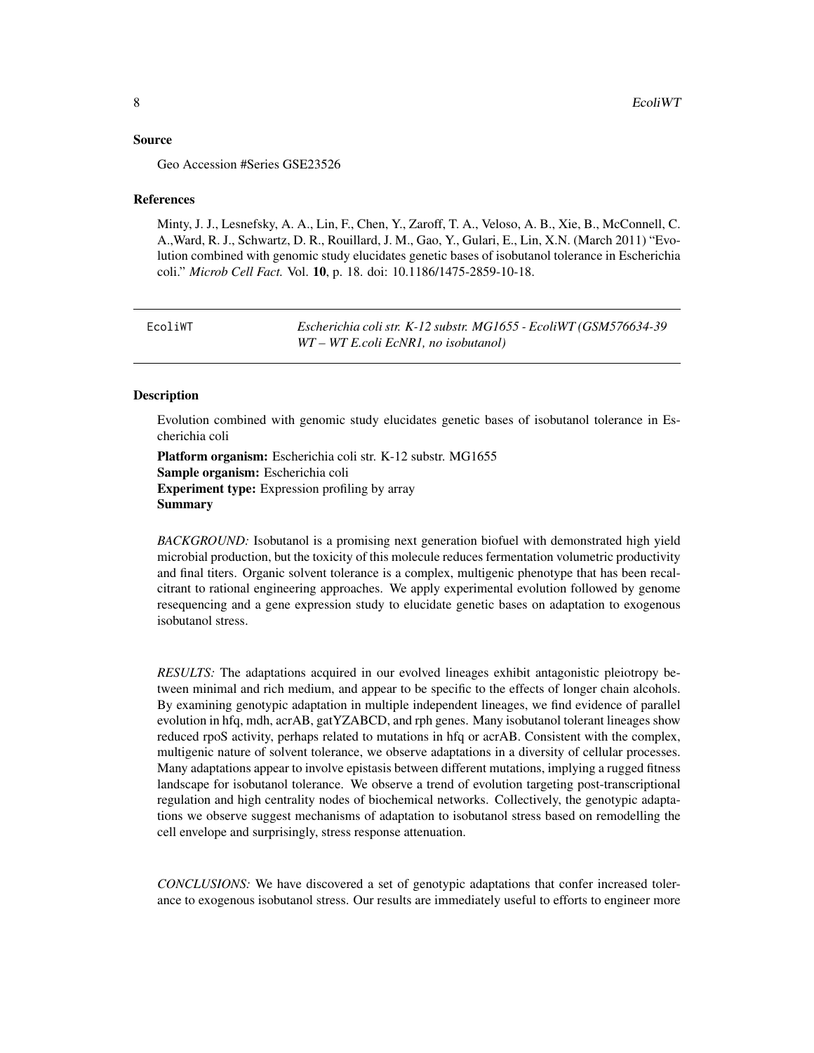## Source

Geo Accession #Series GSE23526

## References

Minty, J. J., Lesnefsky, A. A., Lin, F., Chen, Y., Zaroff, T. A., Veloso, A. B., Xie, B., McConnell, C. A.,Ward, R. J., Schwartz, D. R., Rouillard, J. M., Gao, Y., Gulari, E., Lin, X.N. (March 2011) "Evolution combined with genomic study elucidates genetic bases of isobutanol tolerance in Escherichia coli." *Microb Cell Fact.* Vol. **10**, p. 18. doi: 10.1186/1475-2859-10-18.

---

# EcoliWT — *Escherichia coli str. K-12 substr. MG1655 - EcoliWT (GSM576634-39 WT – WT E.coli EcNR1, no isobutanol)*

---

## Description

Evolution combined with genomic study elucidates genetic bases of isobutanol tolerance in Escherichia coli

**Platform organism:** Escherichia coli str. K-12 substr. MG1655
**Sample organism:** Escherichia coli
**Experiment type:** Expression profiling by array
**Summary**

*BACKGROUND:* Isobutanol is a promising next generation biofuel with demonstrated high yield microbial production, but the toxicity of this molecule reduces fermentation volumetric productivity and final titers. Organic solvent tolerance is a complex, multigenic phenotype that has been recalcitrant to rational engineering approaches. We apply experimental evolution followed by genome resequencing and a gene expression study to elucidate genetic bases on adaptation to exogenous isobutanol stress.

*RESULTS:* The adaptations acquired in our evolved lineages exhibit antagonistic pleiotropy between minimal and rich medium, and appear to be specific to the effects of longer chain alcohols. By examining genotypic adaptation in multiple independent lineages, we find evidence of parallel evolution in hfq, mdh, acrAB, gatYZABCD, and rph genes. Many isobutanol tolerant lineages show reduced rpoS activity, perhaps related to mutations in hfq or acrAB. Consistent with the complex, multigenic nature of solvent tolerance, we observe adaptations in a diversity of cellular processes. Many adaptations appear to involve epistasis between different mutations, implying a rugged fitness landscape for isobutanol tolerance. We observe a trend of evolution targeting post-transcriptional regulation and high centrality nodes of biochemical networks. Collectively, the genotypic adaptations we observe suggest mechanisms of adaptation to isobutanol stress based on remodelling the cell envelope and surprisingly, stress response attenuation.

*CONCLUSIONS:* We have discovered a set of genotypic adaptations that confer increased tolerance to exogenous isobutanol stress. Our results are immediately useful to efforts to engineer more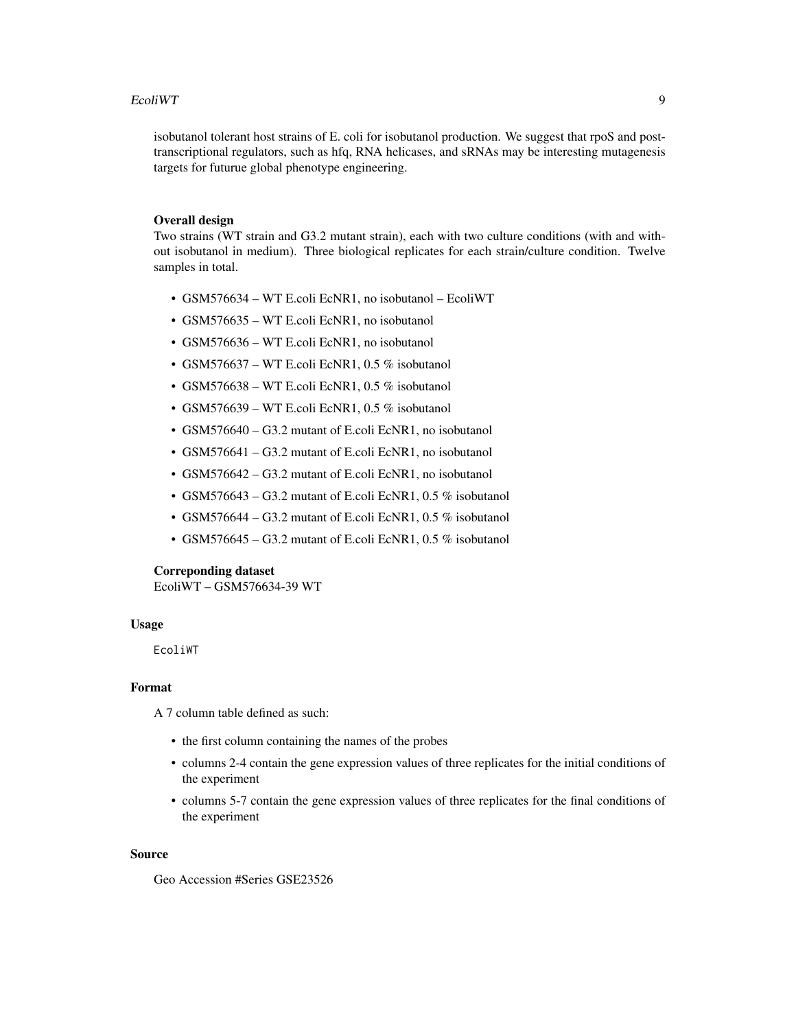isobutanol tolerant host strains of E. coli for isobutanol production. We suggest that rpoS and post-transcriptional regulators, such as hfq, RNA helicases, and sRNAs may be interesting mutagenesis targets for futurue global phenotype engineering.

**Overall design**

Two strains (WT strain and G3.2 mutant strain), each with two culture conditions (with and without isobutanol in medium). Three biological replicates for each strain/culture condition. Twelve samples in total.

- GSM576634 – WT E.coli EcNR1, no isobutanol – EcoliWT
- GSM576635 – WT E.coli EcNR1, no isobutanol
- GSM576636 – WT E.coli EcNR1, no isobutanol
- GSM576637 – WT E.coli EcNR1, 0.5 % isobutanol
- GSM576638 – WT E.coli EcNR1, 0.5 % isobutanol
- GSM576639 – WT E.coli EcNR1, 0.5 % isobutanol
- GSM576640 – G3.2 mutant of E.coli EcNR1, no isobutanol
- GSM576641 – G3.2 mutant of E.coli EcNR1, no isobutanol
- GSM576642 – G3.2 mutant of E.coli EcNR1, no isobutanol
- GSM576643 – G3.2 mutant of E.coli EcNR1, 0.5 % isobutanol
- GSM576644 – G3.2 mutant of E.coli EcNR1, 0.5 % isobutanol
- GSM576645 – G3.2 mutant of E.coli EcNR1, 0.5 % isobutanol

**Correponding dataset**

EcoliWT – GSM576634-39 WT

## Usage

```
EcoliWT
```

## Format

A 7 column table defined as such:

- the first column containing the names of the probes
- columns 2-4 contain the gene expression values of three replicates for the initial conditions of the experiment
- columns 5-7 contain the gene expression values of three replicates for the final conditions of the experiment

## Source

Geo Accession #Series GSE23526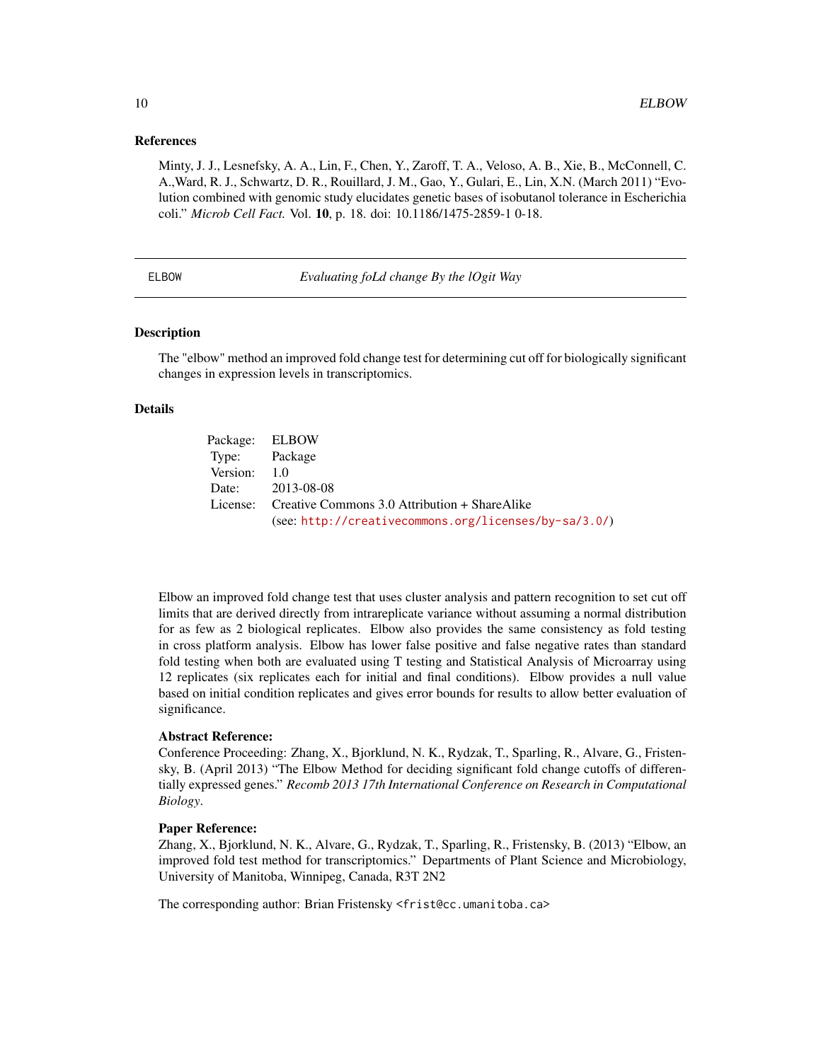## References

Minty, J. J., Lesnefsky, A. A., Lin, F., Chen, Y., Zaroff, T. A., Veloso, A. B., Xie, B., McConnell, C. A.,Ward, R. J., Schwartz, D. R., Rouillard, J. M., Gao, Y., Gulari, E., Lin, X.N. (March 2011) "Evolution combined with genomic study elucidates genetic bases of isobutanol tolerance in Escherichia coli." *Microb Cell Fact.* Vol. **10**, p. 18. doi: 10.1186/1475-2859-1 0-18.

---

# ELBOW — *Evaluating foLd change By the lOgit Way*

---

## Description

The "elbow" method an improved fold change test for determining cut off for biologically significant changes in expression levels in transcriptomics.

## Details

| | |
|---|---|
| Package: | ELBOW |
| Type: | Package |
| Version: | 1.0 |
| Date: | 2013-08-08 |
| License: | Creative Commons 3.0 Attribution + ShareAlike (see: http://creativecommons.org/licenses/by-sa/3.0/) |

Elbow an improved fold change test that uses cluster analysis and pattern recognition to set cut off limits that are derived directly from intrareplicate variance without assuming a normal distribution for as few as 2 biological replicates. Elbow also provides the same consistency as fold testing in cross platform analysis. Elbow has lower false positive and false negative rates than standard fold testing when both are evaluated using T testing and Statistical Analysis of Microarray using 12 replicates (six replicates each for initial and final conditions). Elbow provides a null value based on initial condition replicates and gives error bounds for results to allow better evaluation of significance.

**Abstract Reference:**
Conference Proceeding: Zhang, X., Bjorklund, N. K., Rydzak, T., Sparling, R., Alvare, G., Fristensky, B. (April 2013) "The Elbow Method for deciding significant fold change cutoffs of differentially expressed genes." *Recomb 2013 17th International Conference on Research in Computational Biology*.

**Paper Reference:**
Zhang, X., Bjorklund, N. K., Alvare, G., Rydzak, T., Sparling, R., Fristensky, B. (2013) "Elbow, an improved fold test method for transcriptomics." Departments of Plant Science and Microbiology, University of Manitoba, Winnipeg, Canada, R3T 2N2

The corresponding author: Brian Fristensky <frist@cc.umanitoba.ca>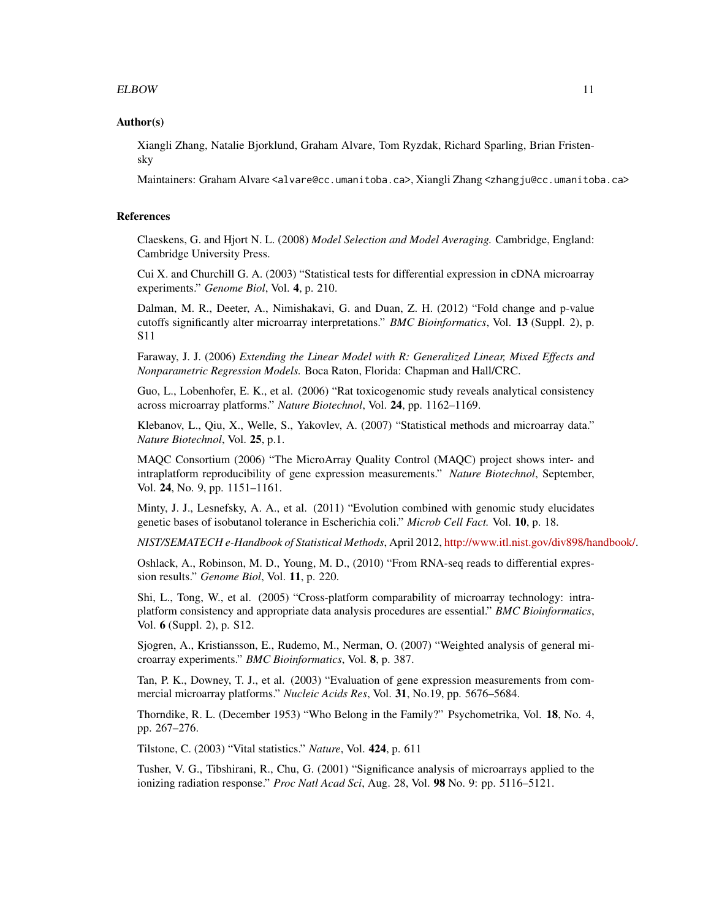### Author(s)

Xiangli Zhang, Natalie Bjorklund, Graham Alvare, Tom Ryzdak, Richard Sparling, Brian Fristensky

Maintainers: Graham Alvare <alvare@cc.umanitoba.ca>, Xiangli Zhang <zhangju@cc.umanitoba.ca>

### References

Claeskens, G. and Hjort N. L. (2008) *Model Selection and Model Averaging.* Cambridge, England: Cambridge University Press.

Cui X. and Churchill G. A. (2003) "Statistical tests for differential expression in cDNA microarray experiments." *Genome Biol*, Vol. **4**, p. 210.

Dalman, M. R., Deeter, A., Nimishakavi, G. and Duan, Z. H. (2012) "Fold change and p-value cutoffs significantly alter microarray interpretations." *BMC Bioinformatics*, Vol. **13** (Suppl. 2), p. S11

Faraway, J. J. (2006) *Extending the Linear Model with R: Generalized Linear, Mixed Effects and Nonparametric Regression Models.* Boca Raton, Florida: Chapman and Hall/CRC.

Guo, L., Lobenhofer, E. K., et al. (2006) "Rat toxicogenomic study reveals analytical consistency across microarray platforms." *Nature Biotechnol*, Vol. **24**, pp. 1162–1169.

Klebanov, L., Qiu, X., Welle, S., Yakovlev, A. (2007) "Statistical methods and microarray data." *Nature Biotechnol*, Vol. **25**, p.1.

MAQC Consortium (2006) "The MicroArray Quality Control (MAQC) project shows inter- and intraplatform reproducibility of gene expression measurements." *Nature Biotechnol*, September, Vol. **24**, No. 9, pp. 1151–1161.

Minty, J. J., Lesnefsky, A. A., et al. (2011) "Evolution combined with genomic study elucidates genetic bases of isobutanol tolerance in Escherichia coli." *Microb Cell Fact.* Vol. **10**, p. 18.

*NIST/SEMATECH e-Handbook of Statistical Methods*, April 2012, http://www.itl.nist.gov/div898/handbook/.

Oshlack, A., Robinson, M. D., Young, M. D., (2010) "From RNA-seq reads to differential expression results." *Genome Biol*, Vol. **11**, p. 220.

Shi, L., Tong, W., et al. (2005) "Cross-platform comparability of microarray technology: intraplatform consistency and appropriate data analysis procedures are essential." *BMC Bioinformatics*, Vol. **6** (Suppl. 2), p. S12.

Sjogren, A., Kristiansson, E., Rudemo, M., Nerman, O. (2007) "Weighted analysis of general microarray experiments." *BMC Bioinformatics*, Vol. **8**, p. 387.

Tan, P. K., Downey, T. J., et al. (2003) "Evaluation of gene expression measurements from commercial microarray platforms." *Nucleic Acids Res*, Vol. **31**, No.19, pp. 5676–5684.

Thorndike, R. L. (December 1953) "Who Belong in the Family?" Psychometrika, Vol. **18**, No. 4, pp. 267–276.

Tilstone, C. (2003) "Vital statistics." *Nature*, Vol. **424**, p. 611

Tusher, V. G., Tibshirani, R., Chu, G. (2001) "Significance analysis of microarrays applied to the ionizing radiation response." *Proc Natl Acad Sci*, Aug. 28, Vol. **98** No. 9: pp. 5116–5121.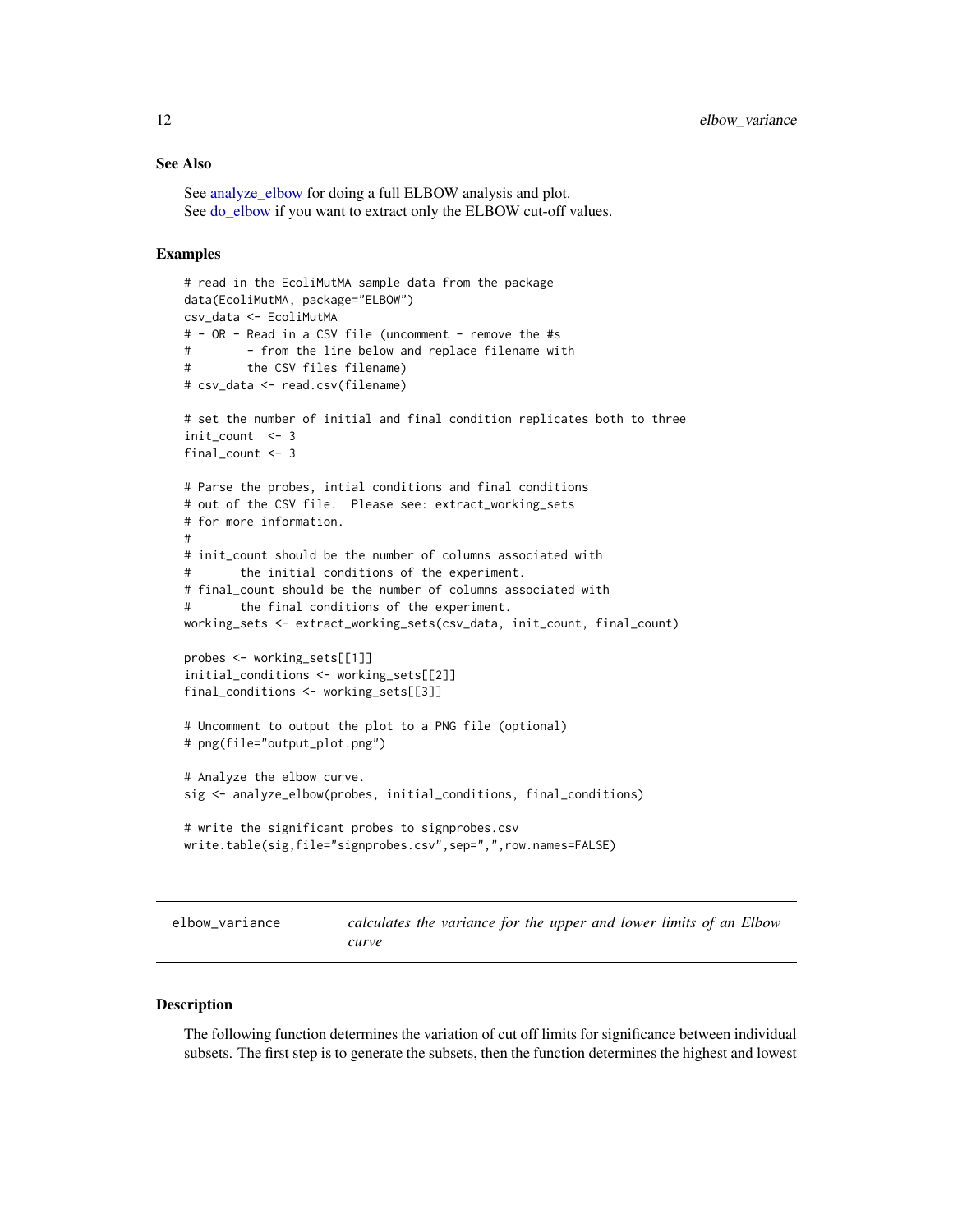### See Also

See analyze_elbow for doing a full ELBOW analysis and plot.
See do_elbow if you want to extract only the ELBOW cut-off values.

### Examples

```
# read in the EcoliMutMA sample data from the package
data(EcoliMutMA, package="ELBOW")
csv_data <- EcoliMutMA
# - OR - Read in a CSV file (uncomment - remove the #s
#        - from the line below and replace filename with
#        the CSV files filename)
# csv_data <- read.csv(filename)

# set the number of initial and final condition replicates both to three
init_count  <- 3
final_count <- 3

# Parse the probes, intial conditions and final conditions
# out of the CSV file.  Please see: extract_working_sets
# for more information.
#
# init_count should be the number of columns associated with
#       the initial conditions of the experiment.
# final_count should be the number of columns associated with
#       the final conditions of the experiment.
working_sets <- extract_working_sets(csv_data, init_count, final_count)

probes <- working_sets[[1]]
initial_conditions <- working_sets[[2]]
final_conditions <- working_sets[[3]]

# Uncomment to output the plot to a PNG file (optional)
# png(file="output_plot.png")

# Analyze the elbow curve.
sig <- analyze_elbow(probes, initial_conditions, final_conditions)

# write the significant probes to signprobes.csv
write.table(sig,file="signprobes.csv",sep=",",row.names=FALSE)
```

---

## elbow_variance — *calculates the variance for the upper and lower limits of an Elbow curve*

### Description

The following function determines the variation of cut off limits for significance between individual subsets. The first step is to generate the subsets, then the function determines the highest and lowest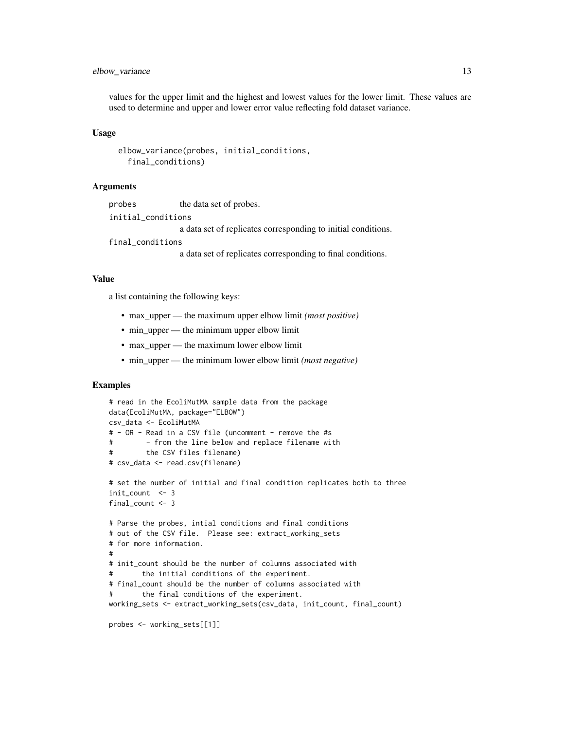values for the upper limit and the highest and lowest values for the lower limit. These values are used to determine and upper and lower error value reflecting fold dataset variance.

### Usage

```
elbow_variance(probes, initial_conditions,
  final_conditions)
```

### Arguments

- `probes` — the data set of probes.
- `initial_conditions` — a data set of replicates corresponding to initial conditions.
- `final_conditions` — a data set of replicates corresponding to final conditions.

### Value

a list containing the following keys:

- max_upper — the maximum upper elbow limit *(most positive)*
- min_upper — the minimum upper elbow limit
- max_upper — the maximum lower elbow limit
- min_upper — the minimum lower elbow limit *(most negative)*

### Examples

```
# read in the EcoliMutMA sample data from the package
data(EcoliMutMA, package="ELBOW")
csv_data <- EcoliMutMA
# - OR - Read in a CSV file (uncomment - remove the #s
#        - from the line below and replace filename with
#        the CSV files filename)
# csv_data <- read.csv(filename)

# set the number of initial and final condition replicates both to three
init_count  <- 3
final_count <- 3

# Parse the probes, intial conditions and final conditions
# out of the CSV file.  Please see: extract_working_sets
# for more information.
#
# init_count should be the number of columns associated with
#       the initial conditions of the experiment.
# final_count should be the number of columns associated with
#       the final conditions of the experiment.
working_sets <- extract_working_sets(csv_data, init_count, final_count)

probes <- working_sets[[1]]
```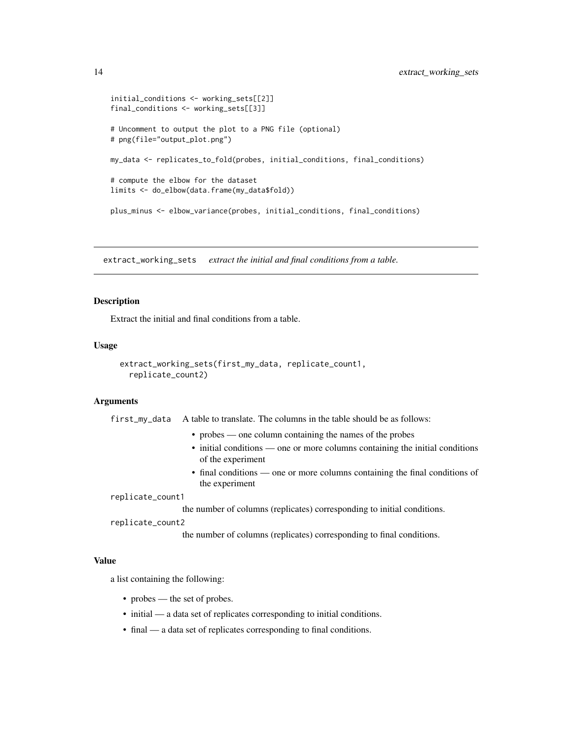```
initial_conditions <- working_sets[[2]]
final_conditions <- working_sets[[3]]

# Uncomment to output the plot to a PNG file (optional)
# png(file="output_plot.png")

my_data <- replicates_to_fold(probes, initial_conditions, final_conditions)

# compute the elbow for the dataset
limits <- do_elbow(data.frame(my_data$fold))

plus_minus <- elbow_variance(probes, initial_conditions, final_conditions)
```

---

## extract_working_sets *extract the initial and final conditions from a table.*

---

### Description

Extract the initial and final conditions from a table.

### Usage

```
extract_working_sets(first_my_data, replicate_count1,
  replicate_count2)
```

### Arguments

`first_my_data` A table to translate. The columns in the table should be as follows:

- probes — one column containing the names of the probes
- initial conditions — one or more columns containing the initial conditions of the experiment
- final conditions — one or more columns containing the final conditions of the experiment

`replicate_count1` the number of columns (replicates) corresponding to initial conditions.

`replicate_count2` the number of columns (replicates) corresponding to final conditions.

### Value

a list containing the following:

- probes — the set of probes.
- initial — a data set of replicates corresponding to initial conditions.
- final — a data set of replicates corresponding to final conditions.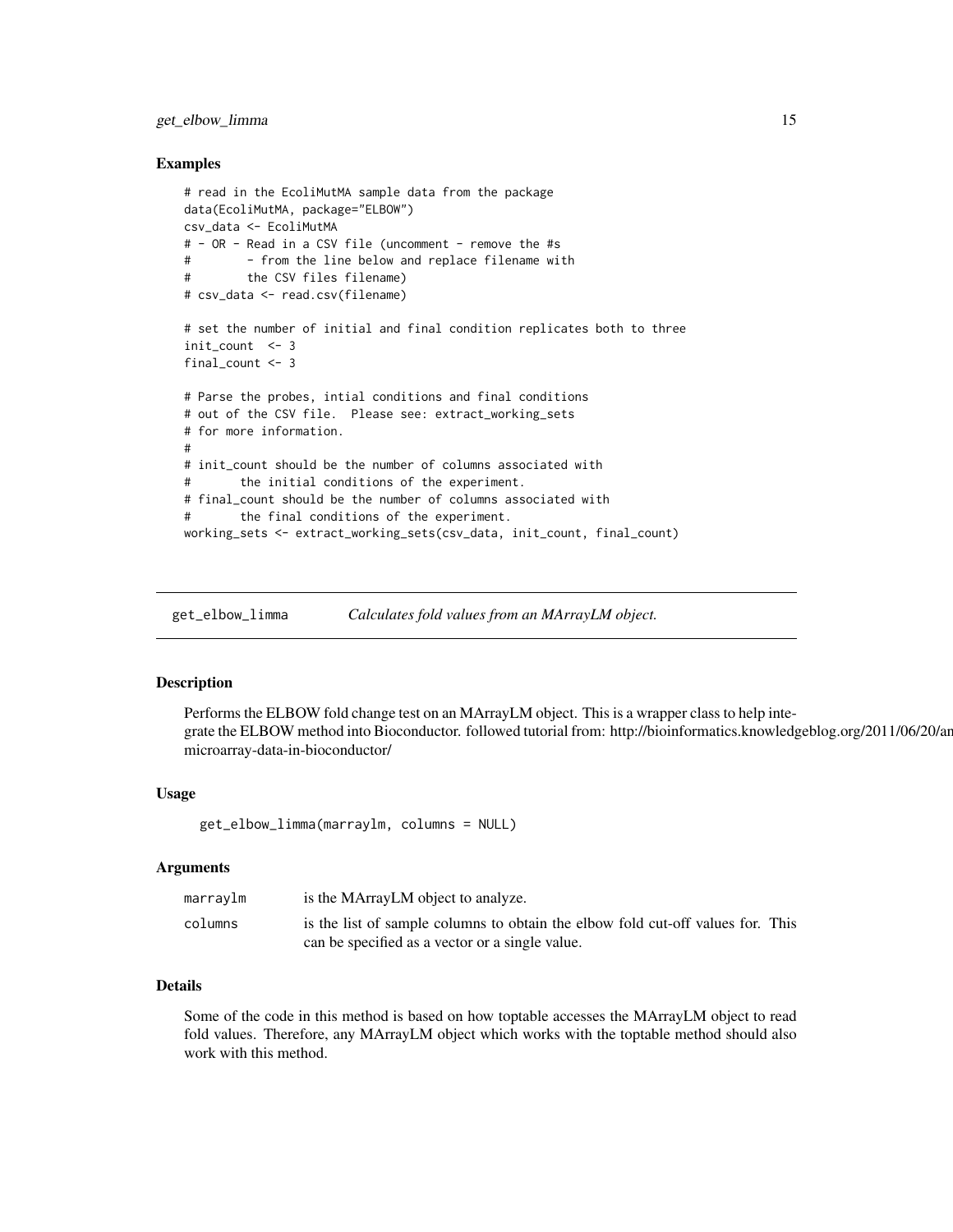## Examples

```
# read in the EcoliMutMA sample data from the package
data(EcoliMutMA, package="ELBOW")
csv_data <- EcoliMutMA
# - OR - Read in a CSV file (uncomment - remove the #s
#        - from the line below and replace filename with
#        the CSV files filename)
# csv_data <- read.csv(filename)

# set the number of initial and final condition replicates both to three
init_count  <- 3
final_count <- 3

# Parse the probes, intial conditions and final conditions
# out of the CSV file.  Please see: extract_working_sets
# for more information.
#
# init_count should be the number of columns associated with
#       the initial conditions of the experiment.
# final_count should be the number of columns associated with
#       the final conditions of the experiment.
working_sets <- extract_working_sets(csv_data, init_count, final_count)
```

---

# get_elbow_limma — *Calculates fold values from an MArrayLM object.*

## Description

Performs the ELBOW fold change test on an MArrayLM object. This is a wrapper class to help integrate the ELBOW method into Bioconductor. followed tutorial from: http://bioinformatics.knowledgeblog.org/2011/06/20/an microarray-data-in-bioconductor/

## Usage

```
get_elbow_limma(marraylm, columns = NULL)
```

## Arguments

| | |
|---|---|
| marraylm | is the MArrayLM object to analyze. |
| columns | is the list of sample columns to obtain the elbow fold cut-off values for. This can be specified as a vector or a single value. |

## Details

Some of the code in this method is based on how toptable accesses the MArrayLM object to read fold values. Therefore, any MArrayLM object which works with the toptable method should also work with this method.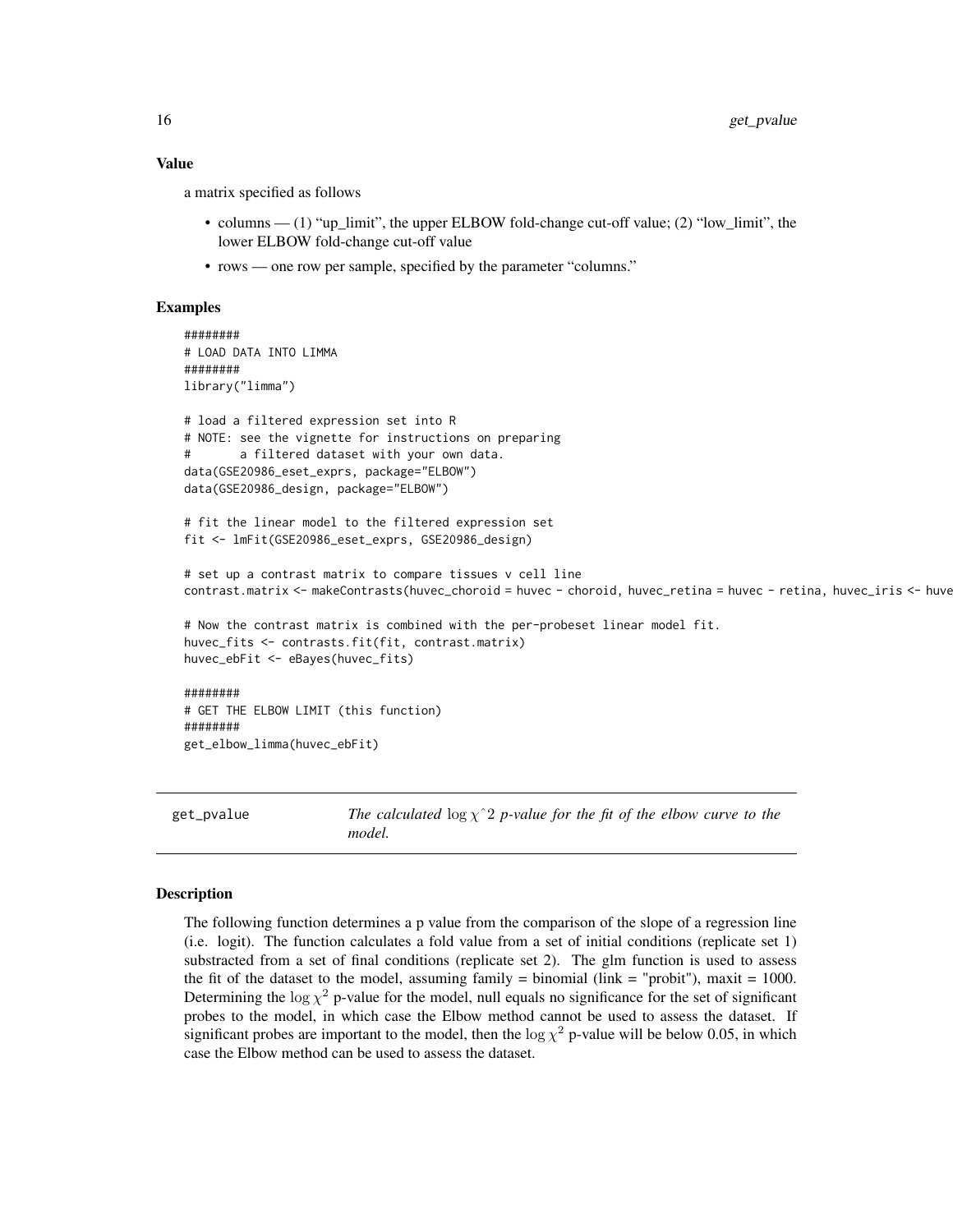### Value

a matrix specified as follows

- columns — (1) "up_limit", the upper ELBOW fold-change cut-off value; (2) "low_limit", the lower ELBOW fold-change cut-off value
- rows — one row per sample, specified by the parameter "columns."

### Examples

```
########
# LOAD DATA INTO LIMMA
########
library("limma")

# load a filtered expression set into R
# NOTE: see the vignette for instructions on preparing
#       a filtered dataset with your own data.
data(GSE20986_eset_exprs, package="ELBOW")
data(GSE20986_design, package="ELBOW")

# fit the linear model to the filtered expression set
fit <- lmFit(GSE20986_eset_exprs, GSE20986_design)

# set up a contrast matrix to compare tissues v cell line
contrast.matrix <- makeContrasts(huvec_choroid = huvec - choroid, huvec_retina = huvec - retina, huvec_iris <- huve

# Now the contrast matrix is combined with the per-probeset linear model fit.
huvec_fits <- contrasts.fit(fit, contrast.matrix)
huvec_ebFit <- eBayes(huvec_fits)

########
# GET THE ELBOW LIMIT (this function)
########
get_elbow_limma(huvec_ebFit)
```

## get_pvalue — *The calculated $\log\chi\hat{}2$ p-value for the fit of the elbow curve to the model.*

### Description

The following function determines a p value from the comparison of the slope of a regression line (i.e. logit). The function calculates a fold value from a set of initial conditions (replicate set 1) substracted from a set of final conditions (replicate set 2). The glm function is used to assess the fit of the dataset to the model, assuming family = binomial (link = "probit"), maxit = 1000. Determining the $\log\chi^2$ p-value for the model, null equals no significance for the set of significant probes to the model, in which case the Elbow method cannot be used to assess the dataset. If significant probes are important to the model, then the $\log\chi^2$ p-value will be below 0.05, in which case the Elbow method can be used to assess the dataset.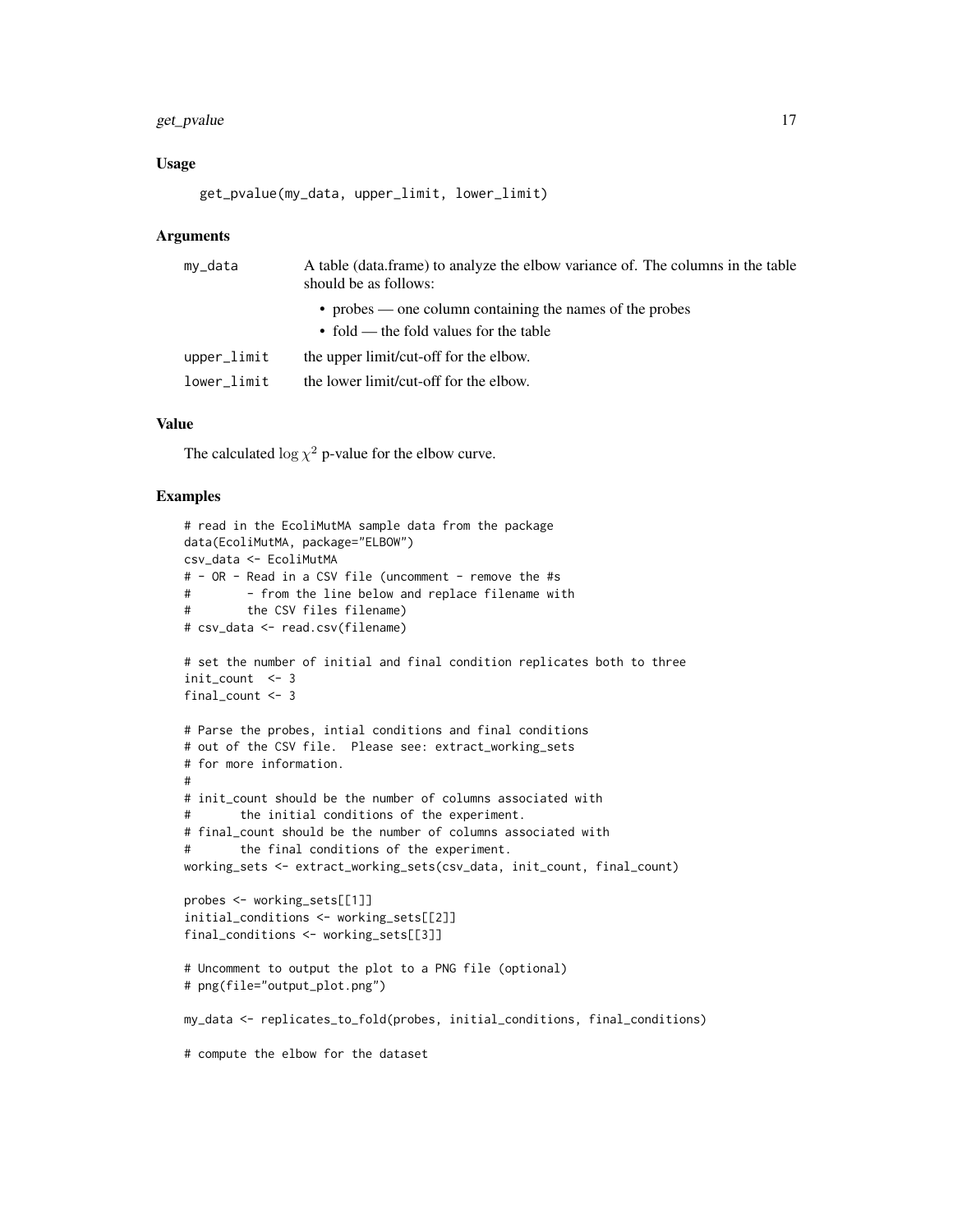### Usage

```
get_pvalue(my_data, upper_limit, lower_limit)
```

### Arguments

| | |
|---|---|
| my_data | A table (data.frame) to analyze the elbow variance of. The columns in the table should be as follows:<br>• probes — one column containing the names of the probes<br>• fold — the fold values for the table |
| upper_limit | the upper limit/cut-off for the elbow. |
| lower_limit | the lower limit/cut-off for the elbow. |

### Value

The calculated $\log \chi^2$ p-value for the elbow curve.

### Examples

```
# read in the EcoliMutMA sample data from the package
data(EcoliMutMA, package="ELBOW")
csv_data <- EcoliMutMA
# - OR - Read in a CSV file (uncomment - remove the #s
#        - from the line below and replace filename with
#        the CSV files filename)
# csv_data <- read.csv(filename)

# set the number of initial and final condition replicates both to three
init_count  <- 3
final_count <- 3

# Parse the probes, intial conditions and final conditions
# out of the CSV file.  Please see: extract_working_sets
# for more information.
#
# init_count should be the number of columns associated with
#       the initial conditions of the experiment.
# final_count should be the number of columns associated with
#       the final conditions of the experiment.
working_sets <- extract_working_sets(csv_data, init_count, final_count)

probes <- working_sets[[1]]
initial_conditions <- working_sets[[2]]
final_conditions <- working_sets[[3]]

# Uncomment to output the plot to a PNG file (optional)
# png(file="output_plot.png")

my_data <- replicates_to_fold(probes, initial_conditions, final_conditions)

# compute the elbow for the dataset
```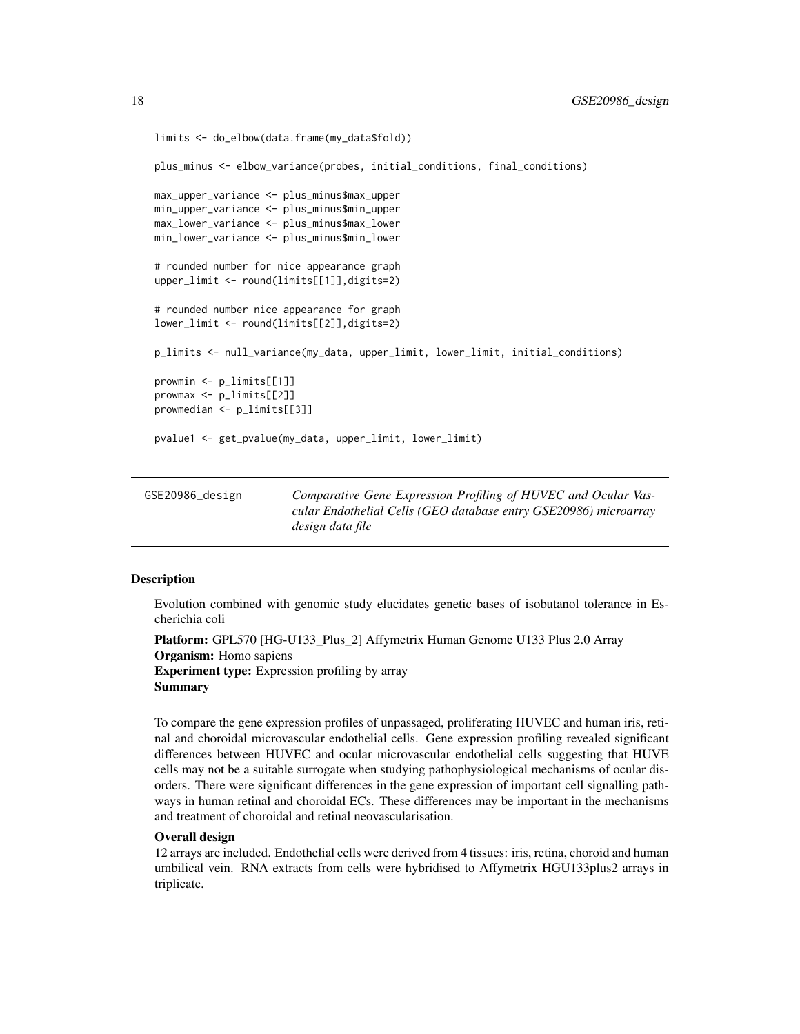```
limits <- do_elbow(data.frame(my_data$fold))

plus_minus <- elbow_variance(probes, initial_conditions, final_conditions)

max_upper_variance <- plus_minus$max_upper
min_upper_variance <- plus_minus$min_upper
max_lower_variance <- plus_minus$max_lower
min_lower_variance <- plus_minus$min_lower

# rounded number for nice appearance graph
upper_limit <- round(limits[[1]],digits=2)

# rounded number nice appearance for graph
lower_limit <- round(limits[[2]],digits=2)

p_limits <- null_variance(my_data, upper_limit, lower_limit, initial_conditions)

prowmin <- p_limits[[1]]
prowmax <- p_limits[[2]]
prowmedian <- p_limits[[3]]

pvalue1 <- get_pvalue(my_data, upper_limit, lower_limit)
```

---

`GSE20986_design` *Comparative Gene Expression Profiling of HUVEC and Ocular Vascular Endothelial Cells (GEO database entry GSE20986) microarray design data file*

---

### Description

Evolution combined with genomic study elucidates genetic bases of isobutanol tolerance in Escherichia coli

**Platform:** GPL570 [HG-U133_Plus_2] Affymetrix Human Genome U133 Plus 2.0 Array
**Organism:** Homo sapiens
**Experiment type:** Expression profiling by array
**Summary**

To compare the gene expression profiles of unpassaged, proliferating HUVEC and human iris, retinal and choroidal microvascular endothelial cells. Gene expression profiling revealed significant differences between HUVEC and ocular microvascular endothelial cells suggesting that HUVE cells may not be a suitable surrogate when studying pathophysiological mechanisms of ocular disorders. There were significant differences in the gene expression of important cell signalling pathways in human retinal and choroidal ECs. These differences may be important in the mechanisms and treatment of choroidal and retinal neovascularisation.

**Overall design**
12 arrays are included. Endothelial cells were derived from 4 tissues: iris, retina, choroid and human umbilical vein. RNA extracts from cells were hybridised to Affymetrix HGU133plus2 arrays in triplicate.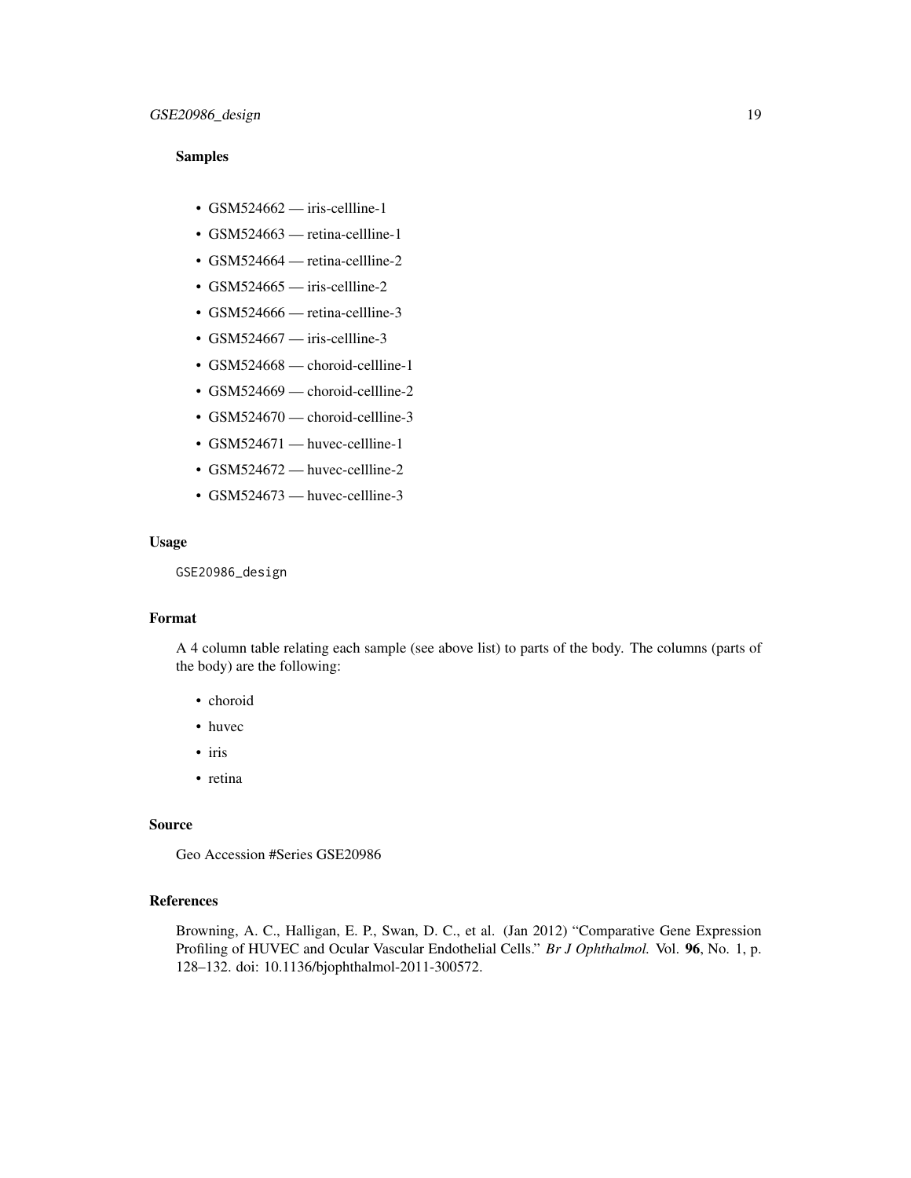### Samples

- GSM524662 — iris-cellline-1
- GSM524663 — retina-cellline-1
- GSM524664 — retina-cellline-2
- GSM524665 — iris-cellline-2
- GSM524666 — retina-cellline-3
- GSM524667 — iris-cellline-3
- GSM524668 — choroid-cellline-1
- GSM524669 — choroid-cellline-2
- GSM524670 — choroid-cellline-3
- GSM524671 — huvec-cellline-1
- GSM524672 — huvec-cellline-2
- GSM524673 — huvec-cellline-3

### Usage

```
GSE20986_design
```

### Format

A 4 column table relating each sample (see above list) to parts of the body. The columns (parts of the body) are the following:

- choroid
- huvec
- iris
- retina

### Source

Geo Accession #Series GSE20986

### References

Browning, A. C., Halligan, E. P., Swan, D. C., et al. (Jan 2012) "Comparative Gene Expression Profiling of HUVEC and Ocular Vascular Endothelial Cells." *Br J Ophthalmol.* Vol. **96**, No. 1, p. 128–132. doi: 10.1136/bjophthalmol-2011-300572.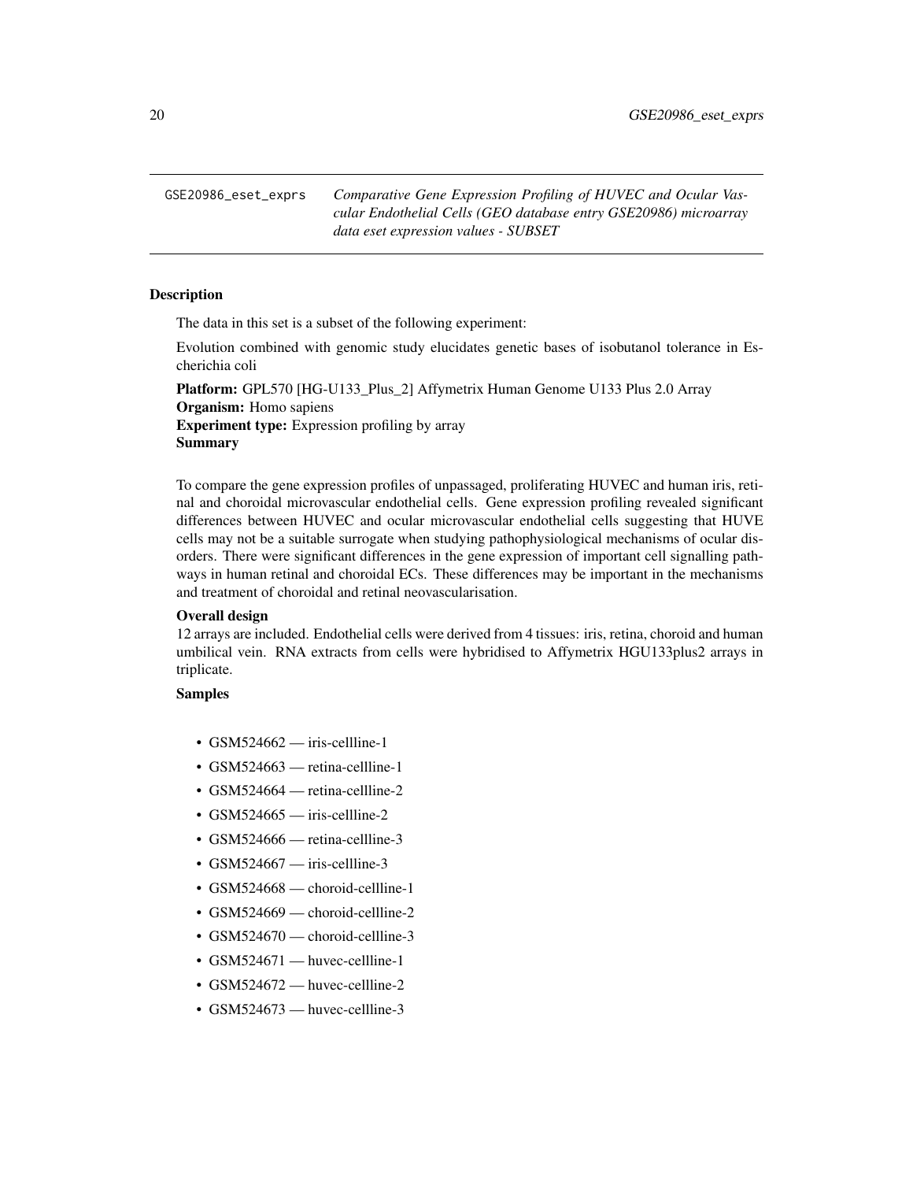GSE20986_eset_exprs — *Comparative Gene Expression Profiling of HUVEC and Ocular Vascular Endothelial Cells (GEO database entry GSE20986) microarray data eset expression values - SUBSET*

## Description

The data in this set is a subset of the following experiment:

Evolution combined with genomic study elucidates genetic bases of isobutanol tolerance in Escherichia coli

**Platform:** GPL570 [HG-U133_Plus_2] Affymetrix Human Genome U133 Plus 2.0 Array
**Organism:** Homo sapiens
**Experiment type:** Expression profiling by array
**Summary**

To compare the gene expression profiles of unpassaged, proliferating HUVEC and human iris, retinal and choroidal microvascular endothelial cells. Gene expression profiling revealed significant differences between HUVEC and ocular microvascular endothelial cells suggesting that HUVE cells may not be a suitable surrogate when studying pathophysiological mechanisms of ocular disorders. There were significant differences in the gene expression of important cell signalling pathways in human retinal and choroidal ECs. These differences may be important in the mechanisms and treatment of choroidal and retinal neovascularisation.

### Overall design

12 arrays are included. Endothelial cells were derived from 4 tissues: iris, retina, choroid and human umbilical vein. RNA extracts from cells were hybridised to Affymetrix HGU133plus2 arrays in triplicate.

### Samples

- GSM524662 — iris-cellline-1
- GSM524663 — retina-cellline-1
- GSM524664 — retina-cellline-2
- GSM524665 — iris-cellline-2
- GSM524666 — retina-cellline-3
- GSM524667 — iris-cellline-3
- GSM524668 — choroid-cellline-1
- GSM524669 — choroid-cellline-2
- GSM524670 — choroid-cellline-3
- GSM524671 — huvec-cellline-1
- GSM524672 — huvec-cellline-2
- GSM524673 — huvec-cellline-3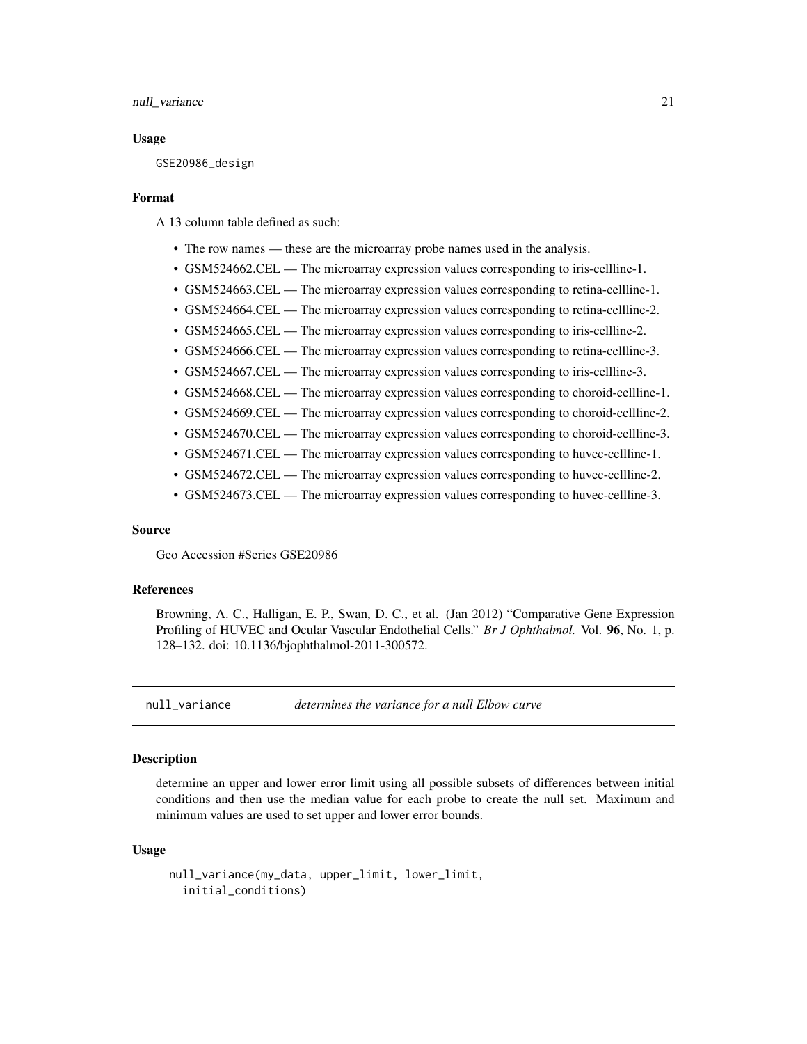### Usage

```
GSE20986_design
```

### Format

A 13 column table defined as such:

- The row names — these are the microarray probe names used in the analysis.
- GSM524662.CEL — The microarray expression values corresponding to iris-cellline-1.
- GSM524663.CEL — The microarray expression values corresponding to retina-cellline-1.
- GSM524664.CEL — The microarray expression values corresponding to retina-cellline-2.
- GSM524665.CEL — The microarray expression values corresponding to iris-cellline-2.
- GSM524666.CEL — The microarray expression values corresponding to retina-cellline-3.
- GSM524667.CEL — The microarray expression values corresponding to iris-cellline-3.
- GSM524668.CEL — The microarray expression values corresponding to choroid-cellline-1.
- GSM524669.CEL — The microarray expression values corresponding to choroid-cellline-2.
- GSM524670.CEL — The microarray expression values corresponding to choroid-cellline-3.
- GSM524671.CEL — The microarray expression values corresponding to huvec-cellline-1.
- GSM524672.CEL — The microarray expression values corresponding to huvec-cellline-2.
- GSM524673.CEL — The microarray expression values corresponding to huvec-cellline-3.

### Source

Geo Accession #Series GSE20986

### References

Browning, A. C., Halligan, E. P., Swan, D. C., et al. (Jan 2012) "Comparative Gene Expression Profiling of HUVEC and Ocular Vascular Endothelial Cells." *Br J Ophthalmol.* Vol. **96**, No. 1, p. 128–132. doi: 10.1136/bjophthalmol-2011-300572.

---

## null_variance — *determines the variance for a null Elbow curve*

### Description

determine an upper and lower error limit using all possible subsets of differences between initial conditions and then use the median value for each probe to create the null set. Maximum and minimum values are used to set upper and lower error bounds.

### Usage

```
null_variance(my_data, upper_limit, lower_limit,
  initial_conditions)
```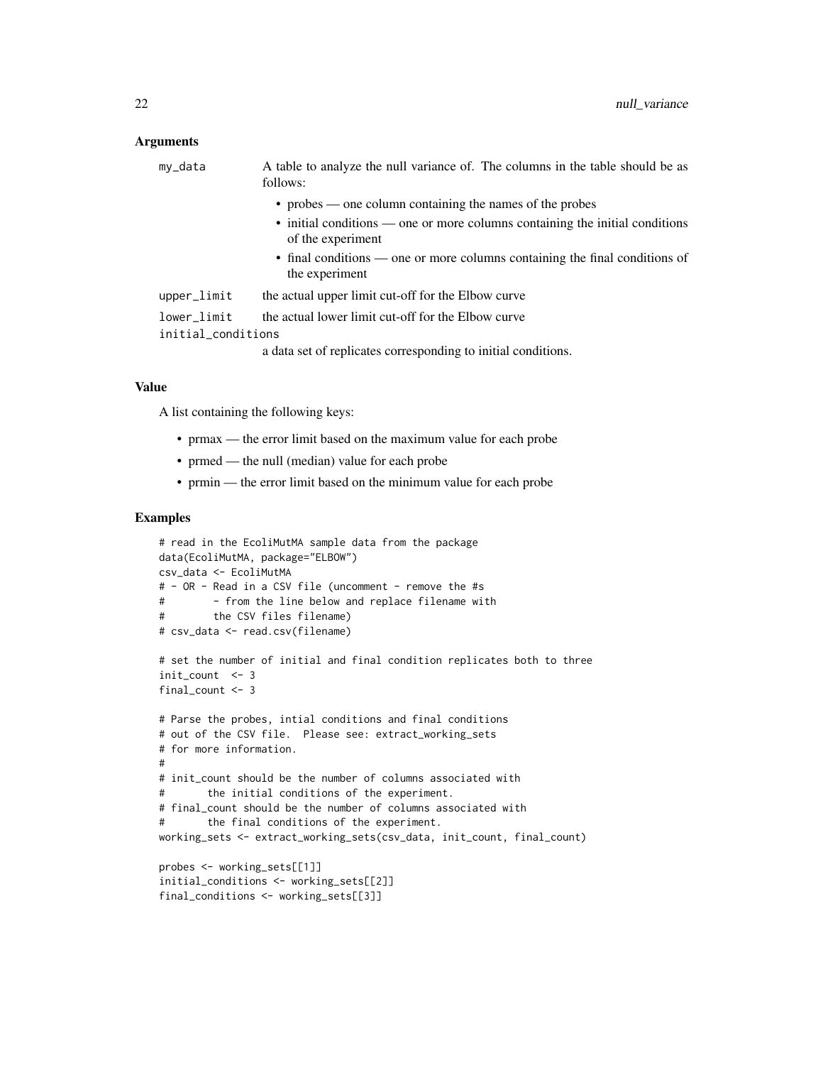## Arguments

**my_data** A table to analyze the null variance of. The columns in the table should be as follows:

- probes — one column containing the names of the probes
- initial conditions — one or more columns containing the initial conditions of the experiment
- final conditions — one or more columns containing the final conditions of the experiment

**upper_limit** the actual upper limit cut-off for the Elbow curve

**lower_limit** the actual lower limit cut-off for the Elbow curve

**initial_conditions** a data set of replicates corresponding to initial conditions.

## Value

A list containing the following keys:

- prmax — the error limit based on the maximum value for each probe
- prmed — the null (median) value for each probe
- prmin — the error limit based on the minimum value for each probe

## Examples

```
# read in the EcoliMutMA sample data from the package
data(EcoliMutMA, package="ELBOW")
csv_data <- EcoliMutMA
# - OR - Read in a CSV file (uncomment - remove the #s
#        - from the line below and replace filename with
#        the CSV files filename)
# csv_data <- read.csv(filename)

# set the number of initial and final condition replicates both to three
init_count  <- 3
final_count <- 3

# Parse the probes, intial conditions and final conditions
# out of the CSV file.  Please see: extract_working_sets
# for more information.
#
# init_count should be the number of columns associated with
#       the initial conditions of the experiment.
# final_count should be the number of columns associated with
#       the final conditions of the experiment.
working_sets <- extract_working_sets(csv_data, init_count, final_count)

probes <- working_sets[[1]]
initial_conditions <- working_sets[[2]]
final_conditions <- working_sets[[3]]
```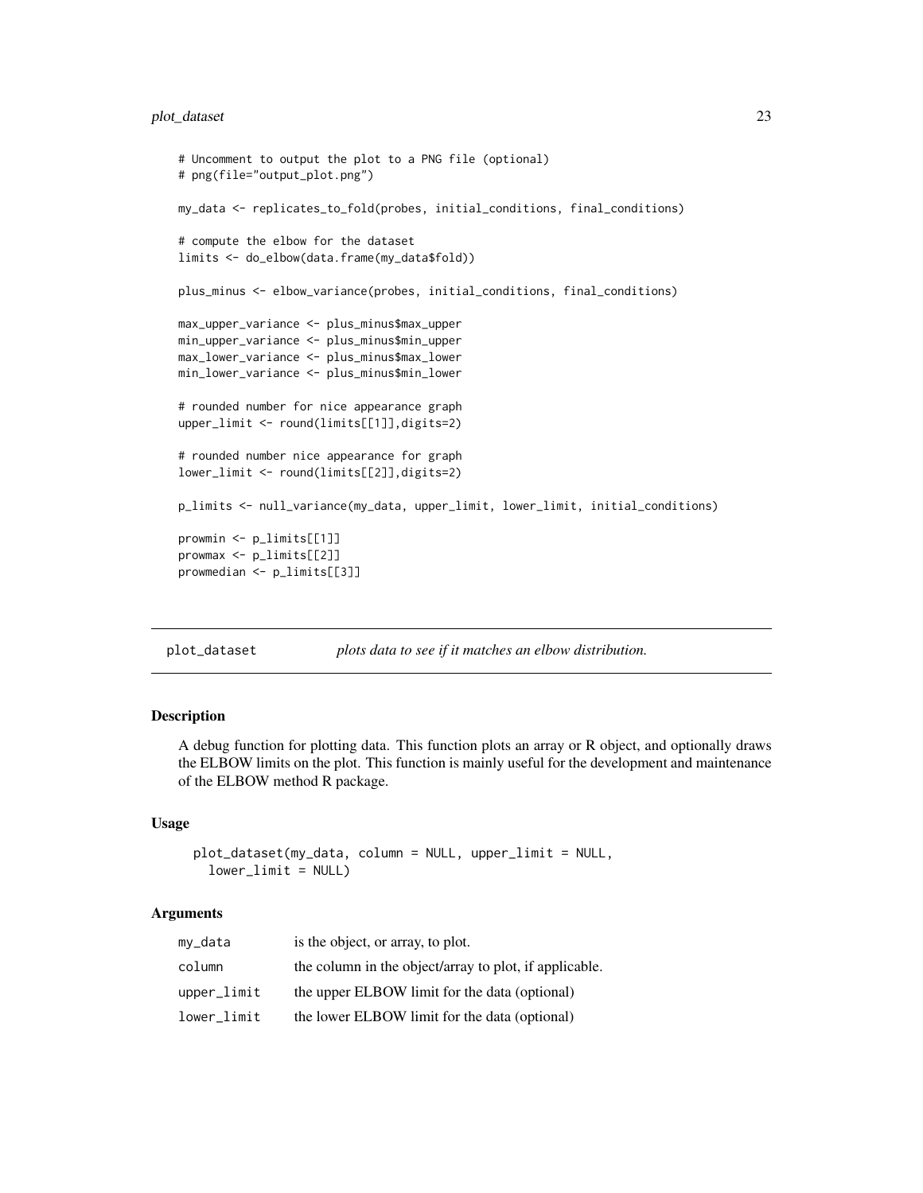```
# Uncomment to output the plot to a PNG file (optional)
# png(file="output_plot.png")

my_data <- replicates_to_fold(probes, initial_conditions, final_conditions)

# compute the elbow for the dataset
limits <- do_elbow(data.frame(my_data$fold))

plus_minus <- elbow_variance(probes, initial_conditions, final_conditions)

max_upper_variance <- plus_minus$max_upper
min_upper_variance <- plus_minus$min_upper
max_lower_variance <- plus_minus$max_lower
min_lower_variance <- plus_minus$min_lower

# rounded number for nice appearance graph
upper_limit <- round(limits[[1]],digits=2)

# rounded number nice appearance for graph
lower_limit <- round(limits[[2]],digits=2)

p_limits <- null_variance(my_data, upper_limit, lower_limit, initial_conditions)

prowmin <- p_limits[[1]]
prowmax <- p_limits[[2]]
prowmedian <- p_limits[[3]]
```

## plot_dataset — *plots data to see if it matches an elbow distribution.*

### Description

A debug function for plotting data. This function plots an array or R object, and optionally draws the ELBOW limits on the plot. This function is mainly useful for the development and maintenance of the ELBOW method R package.

### Usage

```
plot_dataset(my_data, column = NULL, upper_limit = NULL,
  lower_limit = NULL)
```

### Arguments

| | |
|---|---|
| my_data | is the object, or array, to plot. |
| column | the column in the object/array to plot, if applicable. |
| upper_limit | the upper ELBOW limit for the data (optional) |
| lower_limit | the lower ELBOW limit for the data (optional) |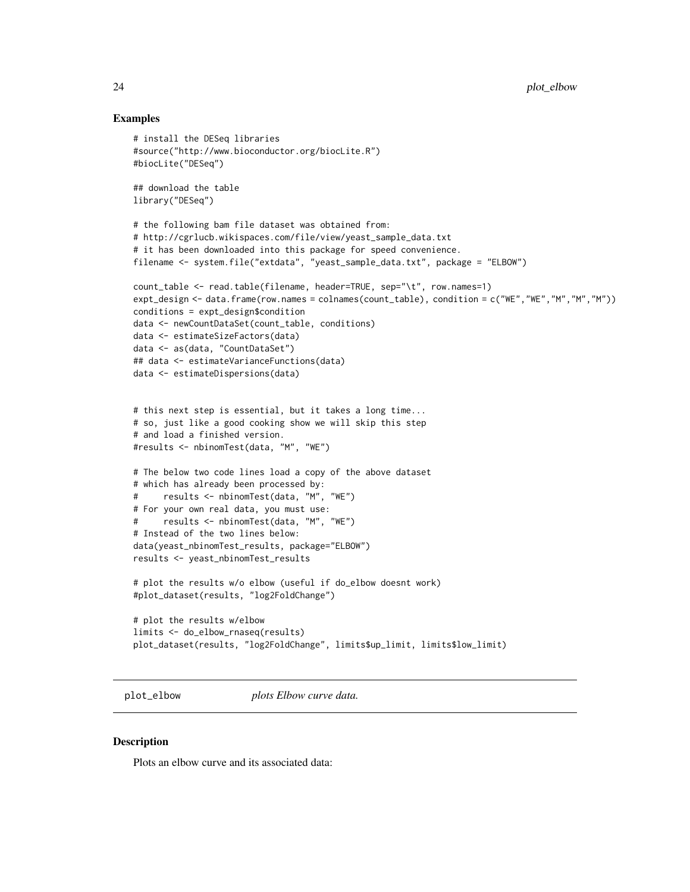## Examples

```
# install the DESeq libraries
#source("http://www.bioconductor.org/biocLite.R")
#biocLite("DESeq")

## download the table
library("DESeq")

# the following bam file dataset was obtained from:
# http://cgrlucb.wikispaces.com/file/view/yeast_sample_data.txt
# it has been downloaded into this package for speed convenience.
filename <- system.file("extdata", "yeast_sample_data.txt", package = "ELBOW")

count_table <- read.table(filename, header=TRUE, sep="\t", row.names=1)
expt_design <- data.frame(row.names = colnames(count_table), condition = c("WE","WE","M","M","M"))
conditions = expt_design$condition
data <- newCountDataSet(count_table, conditions)
data <- estimateSizeFactors(data)
data <- as(data, "CountDataSet")
## data <- estimateVarianceFunctions(data)
data <- estimateDispersions(data)


# this next step is essential, but it takes a long time...
# so, just like a good cooking show we will skip this step
# and load a finished version.
#results <- nbinomTest(data, "M", "WE")

# The below two code lines load a copy of the above dataset
# which has already been processed by:
#     results <- nbinomTest(data, "M", "WE")
# For your own real data, you must use:
#     results <- nbinomTest(data, "M", "WE")
# Instead of the two lines below:
data(yeast_nbinomTest_results, package="ELBOW")
results <- yeast_nbinomTest_results

# plot the results w/o elbow (useful if do_elbow doesnt work)
#plot_dataset(results, "log2FoldChange")

# plot the results w/elbow
limits <- do_elbow_rnaseq(results)
plot_dataset(results, "log2FoldChange", limits$up_limit, limits$low_limit)
```

---

`plot_elbow` *plots Elbow curve data.*

---

## Description

Plots an elbow curve and its associated data: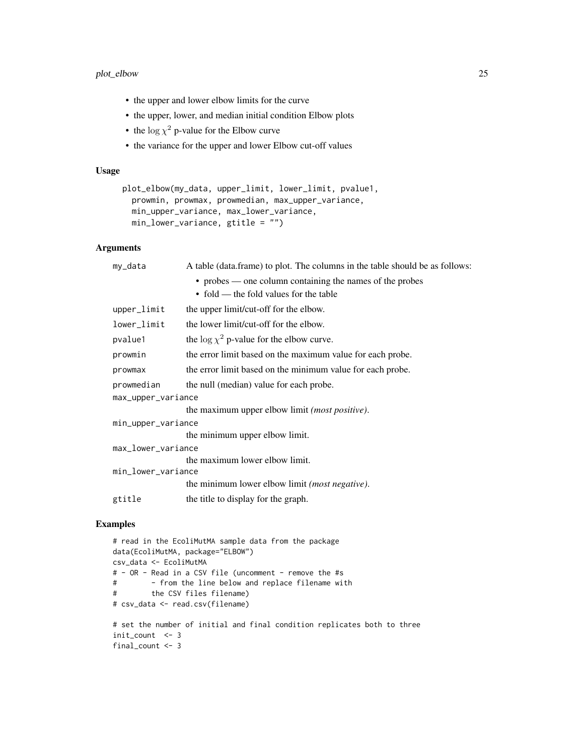- the upper and lower elbow limits for the curve
- the upper, lower, and median initial condition Elbow plots
- the $\log \chi^2$ p-value for the Elbow curve
- the variance for the upper and lower Elbow cut-off values

### Usage

```
plot_elbow(my_data, upper_limit, lower_limit, pvalue1,
  prowmin, prowmax, prowmedian, max_upper_variance,
  min_upper_variance, max_lower_variance,
  min_lower_variance, gtitle = "")
```

### Arguments

`my_data` A table (data.frame) to plot. The columns in the table should be as follows:
- probes — one column containing the names of the probes
- fold — the fold values for the table

`upper_limit` the upper limit/cut-off for the elbow.

`lower_limit` the lower limit/cut-off for the elbow.

`pvalue1` the $\log \chi^2$ p-value for the elbow curve.

`prowmin` the error limit based on the maximum value for each probe.

`prowmax` the error limit based on the minimum value for each probe.

`prowmedian` the null (median) value for each probe.

`max_upper_variance` the maximum upper elbow limit *(most positive)*.

`min_upper_variance` the minimum upper elbow limit.

`max_lower_variance` the maximum lower elbow limit.

`min_lower_variance` the minimum lower elbow limit *(most negative)*.

`gtitle` the title to display for the graph.

### Examples

```
# read in the EcoliMutMA sample data from the package
data(EcoliMutMA, package="ELBOW")
csv_data <- EcoliMutMA
# - OR - Read in a CSV file (uncomment - remove the #s
#        - from the line below and replace filename with
#        the CSV files filename)
# csv_data <- read.csv(filename)

# set the number of initial and final condition replicates both to three
init_count  <- 3
final_count <- 3
```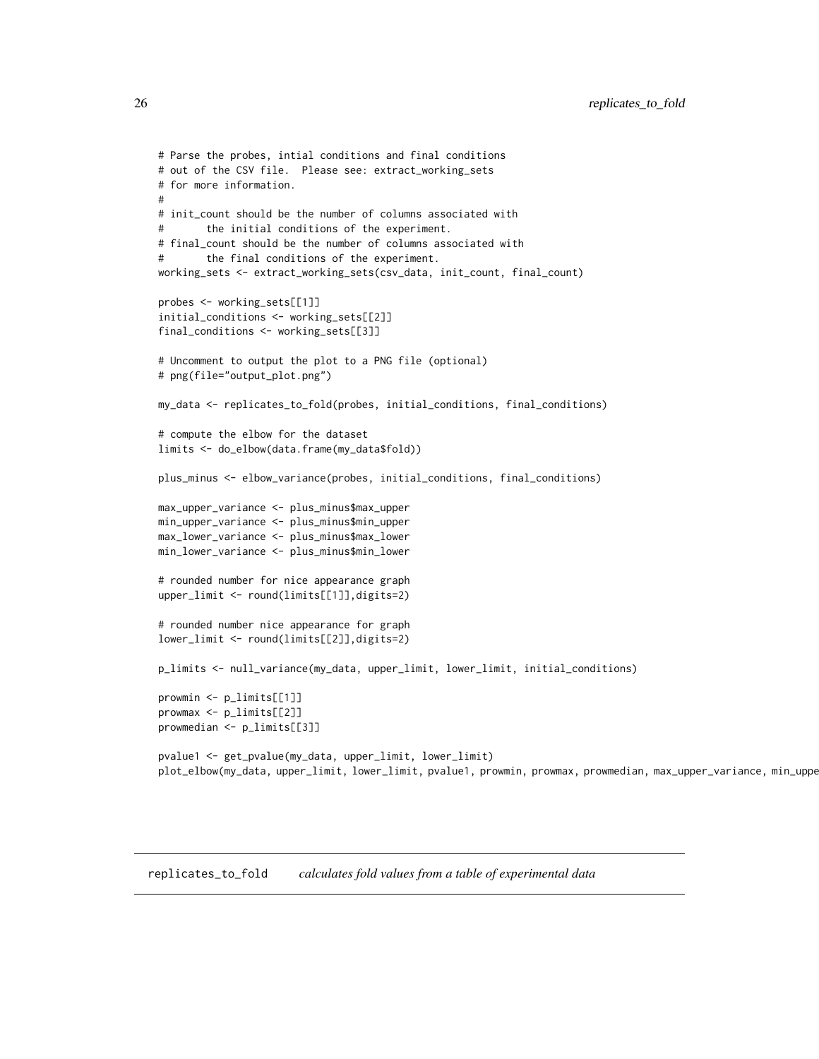```
# Parse the probes, intial conditions and final conditions
# out of the CSV file.  Please see: extract_working_sets
# for more information.
#
# init_count should be the number of columns associated with
#       the initial conditions of the experiment.
# final_count should be the number of columns associated with
#       the final conditions of the experiment.
working_sets <- extract_working_sets(csv_data, init_count, final_count)

probes <- working_sets[[1]]
initial_conditions <- working_sets[[2]]
final_conditions <- working_sets[[3]]

# Uncomment to output the plot to a PNG file (optional)
# png(file="output_plot.png")

my_data <- replicates_to_fold(probes, initial_conditions, final_conditions)

# compute the elbow for the dataset
limits <- do_elbow(data.frame(my_data$fold))

plus_minus <- elbow_variance(probes, initial_conditions, final_conditions)

max_upper_variance <- plus_minus$max_upper
min_upper_variance <- plus_minus$min_upper
max_lower_variance <- plus_minus$max_lower
min_lower_variance <- plus_minus$min_lower

# rounded number for nice appearance graph
upper_limit <- round(limits[[1]],digits=2)

# rounded number nice appearance for graph
lower_limit <- round(limits[[2]],digits=2)

p_limits <- null_variance(my_data, upper_limit, lower_limit, initial_conditions)

prowmin <- p_limits[[1]]
prowmax <- p_limits[[2]]
prowmedian <- p_limits[[3]]

pvalue1 <- get_pvalue(my_data, upper_limit, lower_limit)
plot_elbow(my_data, upper_limit, lower_limit, pvalue1, prowmin, prowmax, prowmedian, max_upper_variance, min_uppe
```

---

## replicates_to_fold *calculates fold values from a table of experimental data*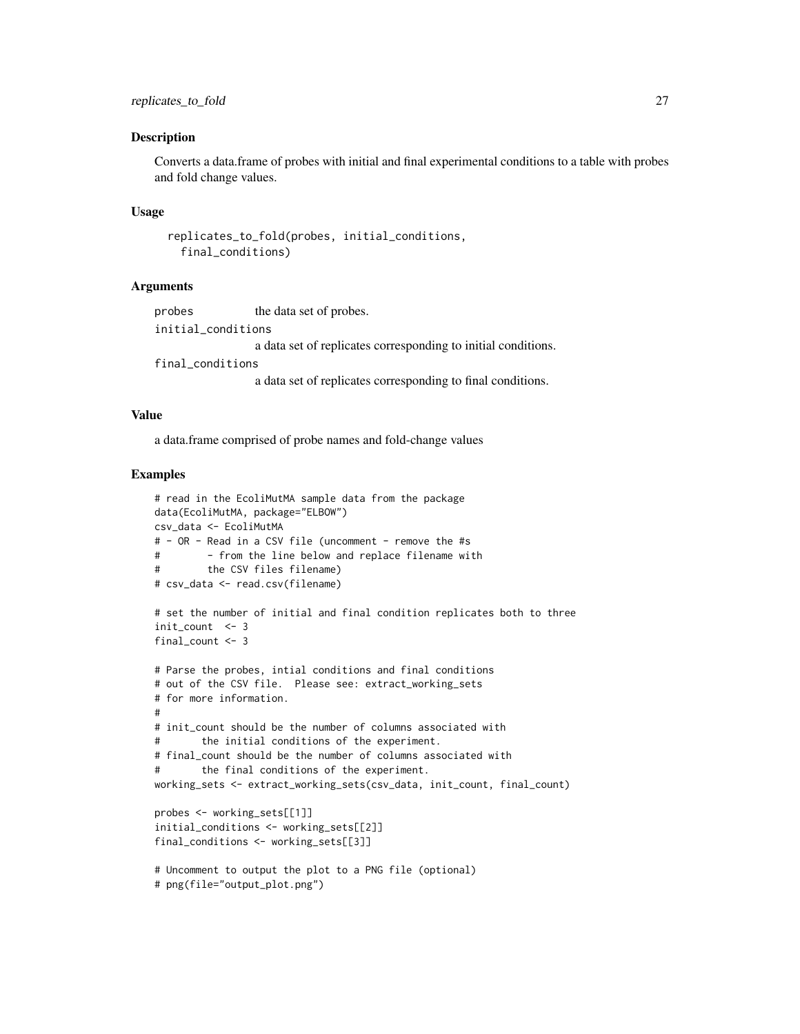## Description

Converts a data.frame of probes with initial and final experimental conditions to a table with probes and fold change values.

## Usage

```
replicates_to_fold(probes, initial_conditions,
  final_conditions)
```

## Arguments

- `probes` the data set of probes.
- `initial_conditions` a data set of replicates corresponding to initial conditions.
- `final_conditions` a data set of replicates corresponding to final conditions.

## Value

a data.frame comprised of probe names and fold-change values

## Examples

```
# read in the EcoliMutMA sample data from the package
data(EcoliMutMA, package="ELBOW")
csv_data <- EcoliMutMA
# - OR - Read in a CSV file (uncomment - remove the #s
#        - from the line below and replace filename with
#        the CSV files filename)
# csv_data <- read.csv(filename)

# set the number of initial and final condition replicates both to three
init_count  <- 3
final_count <- 3

# Parse the probes, intial conditions and final conditions
# out of the CSV file.  Please see: extract_working_sets
# for more information.
#
# init_count should be the number of columns associated with
#       the initial conditions of the experiment.
# final_count should be the number of columns associated with
#       the final conditions of the experiment.
working_sets <- extract_working_sets(csv_data, init_count, final_count)

probes <- working_sets[[1]]
initial_conditions <- working_sets[[2]]
final_conditions <- working_sets[[3]]

# Uncomment to output the plot to a PNG file (optional)
# png(file="output_plot.png")
```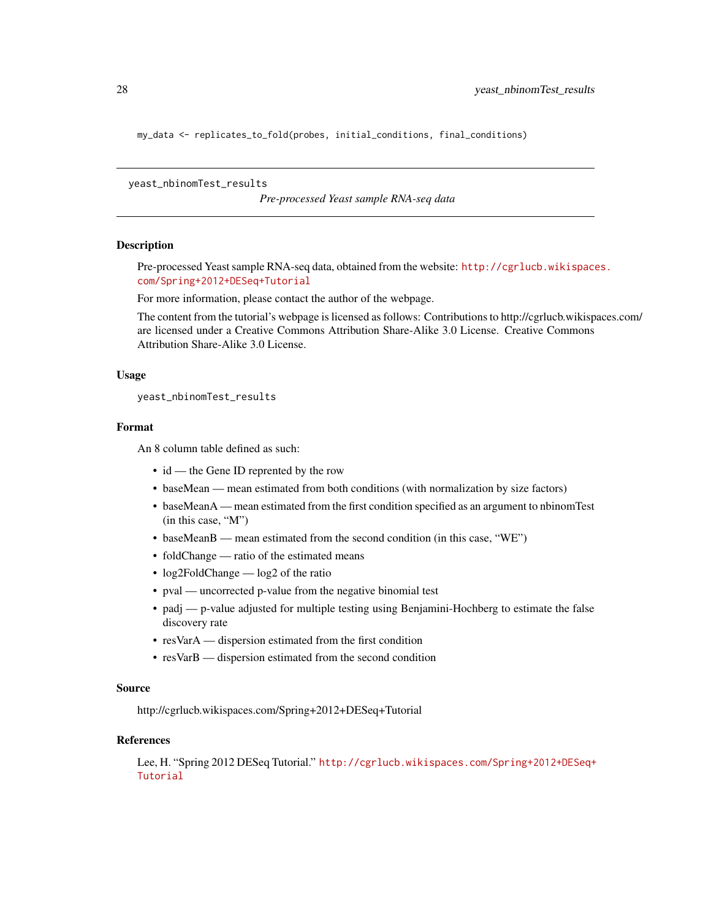```
my_data <- replicates_to_fold(probes, initial_conditions, final_conditions)
```

---

## yeast_nbinomTest_results

*Pre-processed Yeast sample RNA-seq data*

### Description

Pre-processed Yeast sample RNA-seq data, obtained from the website: http://cgrlucb.wikispaces.com/Spring+2012+DESeq+Tutorial

For more information, please contact the author of the webpage.

The content from the tutorial's webpage is licensed as follows: Contributions to http://cgrlucb.wikispaces.com/ are licensed under a Creative Commons Attribution Share-Alike 3.0 License. Creative Commons Attribution Share-Alike 3.0 License.

### Usage

```
yeast_nbinomTest_results
```

### Format

An 8 column table defined as such:

- id — the Gene ID reprented by the row
- baseMean — mean estimated from both conditions (with normalization by size factors)
- baseMeanA — mean estimated from the first condition specified as an argument to nbinomTest (in this case, "M")
- baseMeanB — mean estimated from the second condition (in this case, "WE")
- foldChange — ratio of the estimated means
- log2FoldChange — log2 of the ratio
- pval — uncorrected p-value from the negative binomial test
- padj — p-value adjusted for multiple testing using Benjamini-Hochberg to estimate the false discovery rate
- resVarA — dispersion estimated from the first condition
- resVarB — dispersion estimated from the second condition

### Source

http://cgrlucb.wikispaces.com/Spring+2012+DESeq+Tutorial

### References

Lee, H. "Spring 2012 DESeq Tutorial." http://cgrlucb.wikispaces.com/Spring+2012+DESeq+Tutorial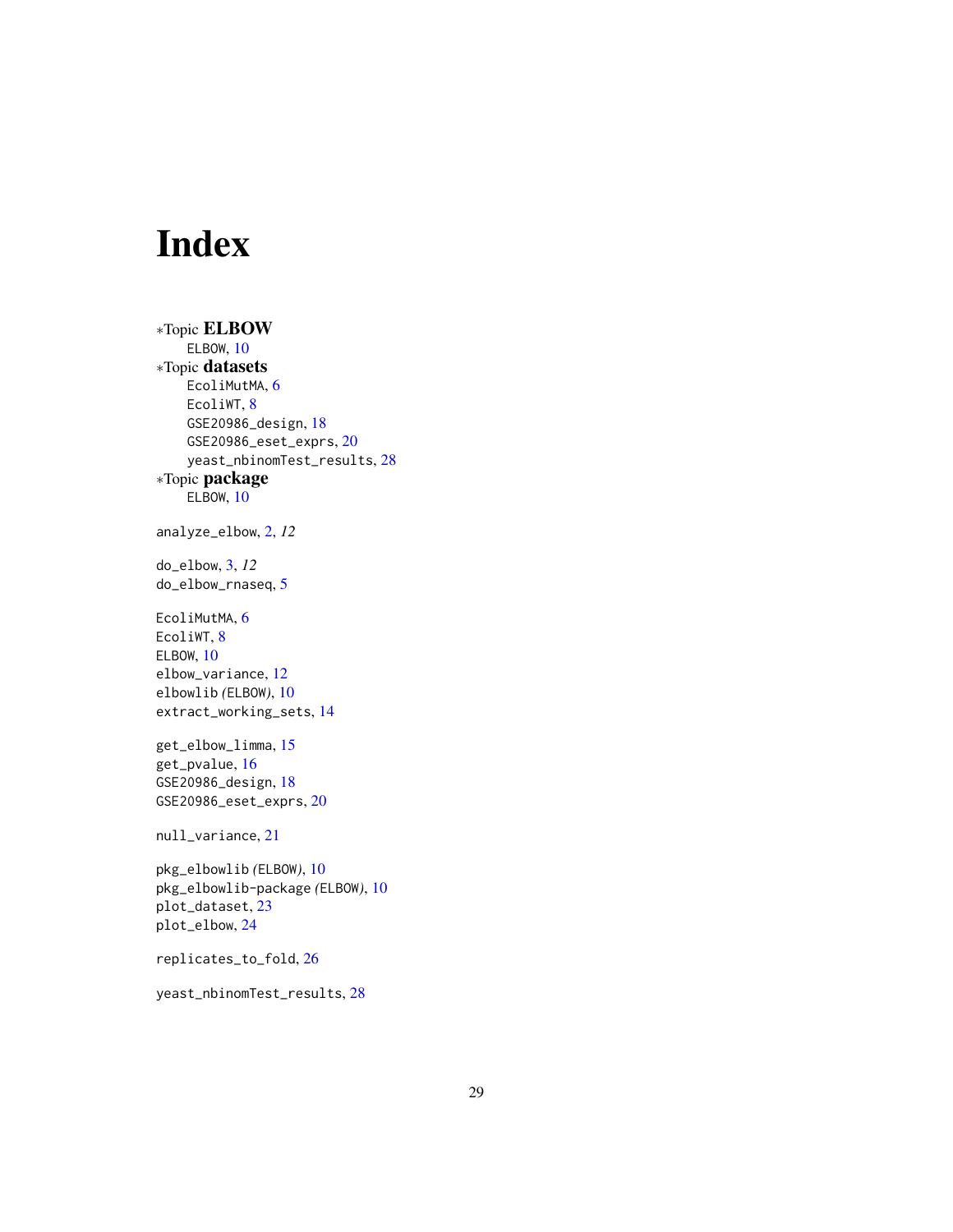# Index

*Topic **ELBOW**
  ELBOW, 10
*Topic **datasets**
  EcoliMutMA, 6
  EcoliWT, 8
  GSE20986_design, 18
  GSE20986_eset_exprs, 20
  yeast_nbinomTest_results, 28
*Topic **package**
  ELBOW, 10

analyze_elbow, 2, *12*

do_elbow, 3, *12*
do_elbow_rnaseq, 5

EcoliMutMA, 6
EcoliWT, 8
ELBOW, 10
elbow_variance, 12
elbowlib *(*ELBOW*)*, 10
extract_working_sets, 14

get_elbow_limma, 15
get_pvalue, 16
GSE20986_design, 18
GSE20986_eset_exprs, 20

null_variance, 21

pkg_elbowlib *(*ELBOW*)*, 10
pkg_elbowlib-package *(*ELBOW*)*, 10
plot_dataset, 23
plot_elbow, 24

replicates_to_fold, 26

yeast_nbinomTest_results, 28